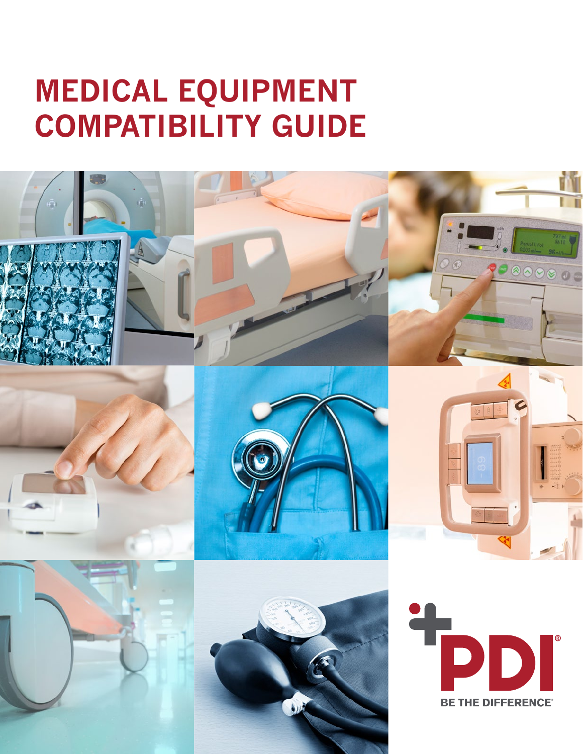# MEDICAL EQUIPMENT COMPATIBILITY GUIDE

PDI®

BE THE DIFFERENCE®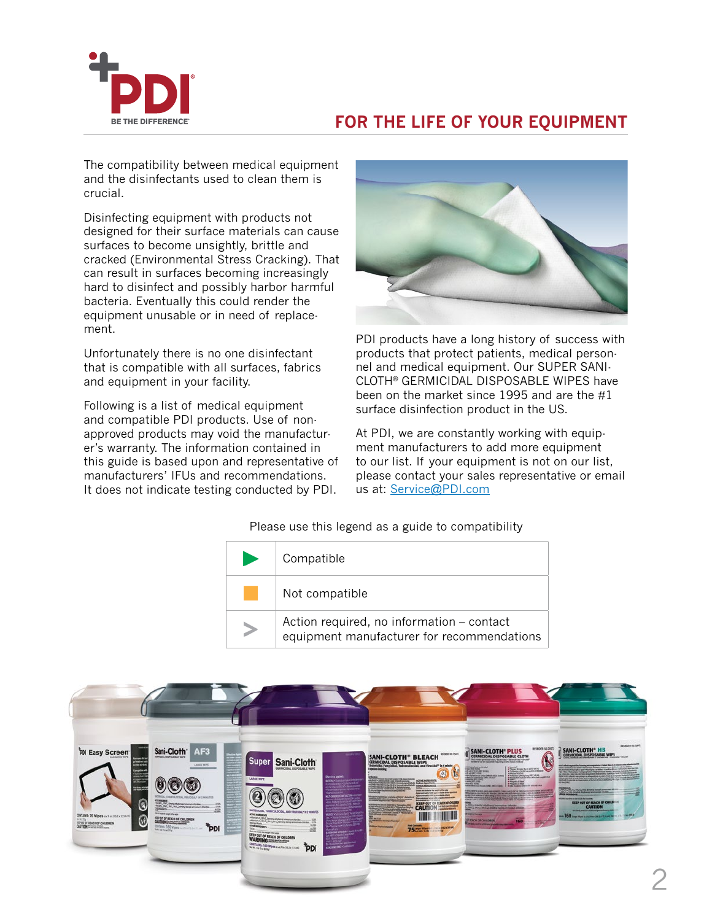# FOR THE LIFE OF YOUR EQUIPMENT

The compatibility between medical equipment and the disinfectants used to clean them is crucial.

Disinfecting equipment with products not designed for their surface materials can cause surfaces to become unsightly, brittle and cracked (Environmental Stress Cracking). That can result in surfaces becoming increasingly hard to disinfect and possibly harbor harmful bacteria. Eventually this could render the equipment unusable or in need of replacement.

Unfortunately there is no one disinfectant that is compatible with all surfaces, fabrics and equipment in your facility.

Following is a list of medical equipment and compatible PDI products. Use of non-approved products may void the manufacturer's warranty. The information contained in this guide is based upon and representative of manufacturers' IFUs and recommendations. It does not indicate testing conducted by PDI.

PDI products have a long history of success with products that protect patients, medical personnel and medical equipment. Our SUPER SANI-CLOTH® GERMICIDAL DISPOSABLE WIPES have been on the market since 1995 and are the #1 surface disinfection product in the US.

At PDI, we are constantly working with equipment manufacturers to add more equipment to our list. If your equipment is not on our list, please contact your sales representative or email us at: Service@PDI.com

Please use this legend as a guide to compatibility

| Symbol | Meaning |
| --- | --- |
| ▶ (green triangle) | Compatible |
| ■ (orange square) | Not compatible |
| > (grey arrow) | Action required, no information – contact equipment manufacturer for recommendations |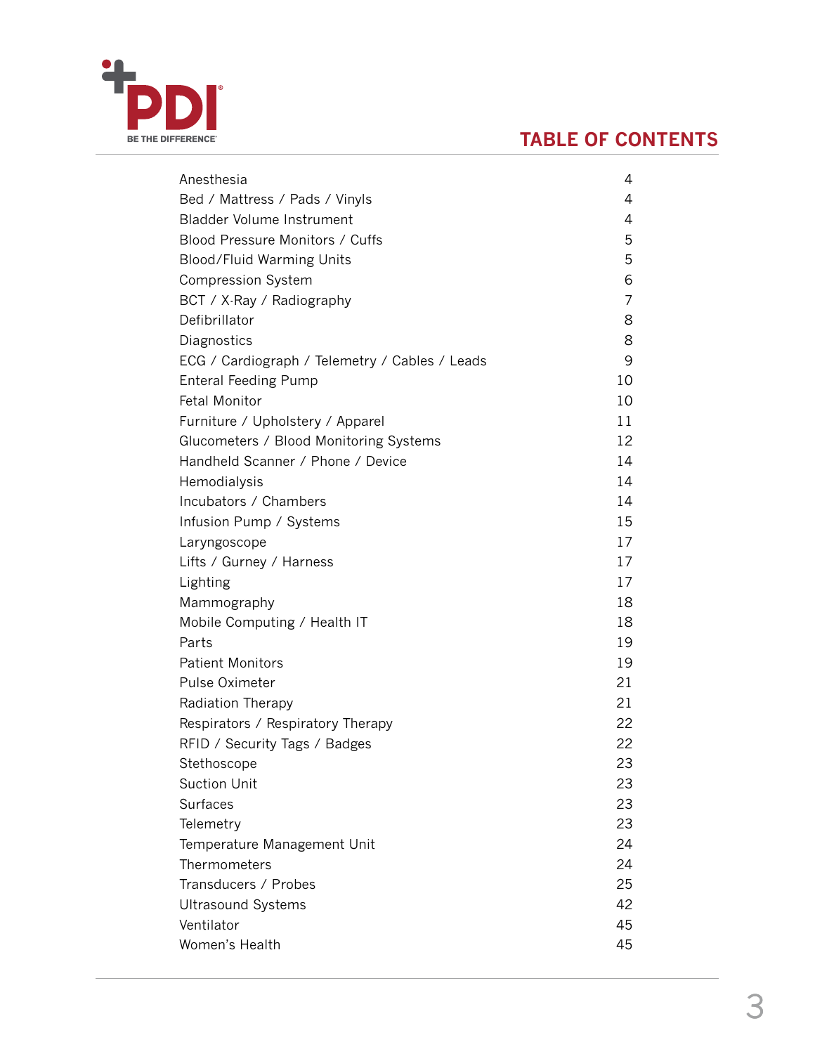PDI
BE THE DIFFERENCE

# TABLE OF CONTENTS

| | |
|---|---|
| Anesthesia | 4 |
| Bed / Mattress / Pads / Vinyls | 4 |
| Bladder Volume Instrument | 4 |
| Blood Pressure Monitors / Cuffs | 5 |
| Blood/Fluid Warming Units | 5 |
| Compression System | 6 |
| BCT / X-Ray / Radiography | 7 |
| Defibrillator | 8 |
| Diagnostics | 8 |
| ECG / Cardiograph / Telemetry / Cables / Leads | 9 |
| Enteral Feeding Pump | 10 |
| Fetal Monitor | 10 |
| Furniture / Upholstery / Apparel | 11 |
| Glucometers / Blood Monitoring Systems | 12 |
| Handheld Scanner / Phone / Device | 14 |
| Hemodialysis | 14 |
| Incubators / Chambers | 14 |
| Infusion Pump / Systems | 15 |
| Laryngoscope | 17 |
| Lifts / Gurney / Harness | 17 |
| Lighting | 17 |
| Mammography | 18 |
| Mobile Computing / Health IT | 18 |
| Parts | 19 |
| Patient Monitors | 19 |
| Pulse Oximeter | 21 |
| Radiation Therapy | 21 |
| Respirators / Respiratory Therapy | 22 |
| RFID / Security Tags / Badges | 22 |
| Stethoscope | 23 |
| Suction Unit | 23 |
| Surfaces | 23 |
| Telemetry | 23 |
| Temperature Management Unit | 24 |
| Thermometers | 24 |
| Transducers / Probes | 25 |
| Ultrasound Systems | 42 |
| Ventilator | 45 |
| Women's Health | 45 |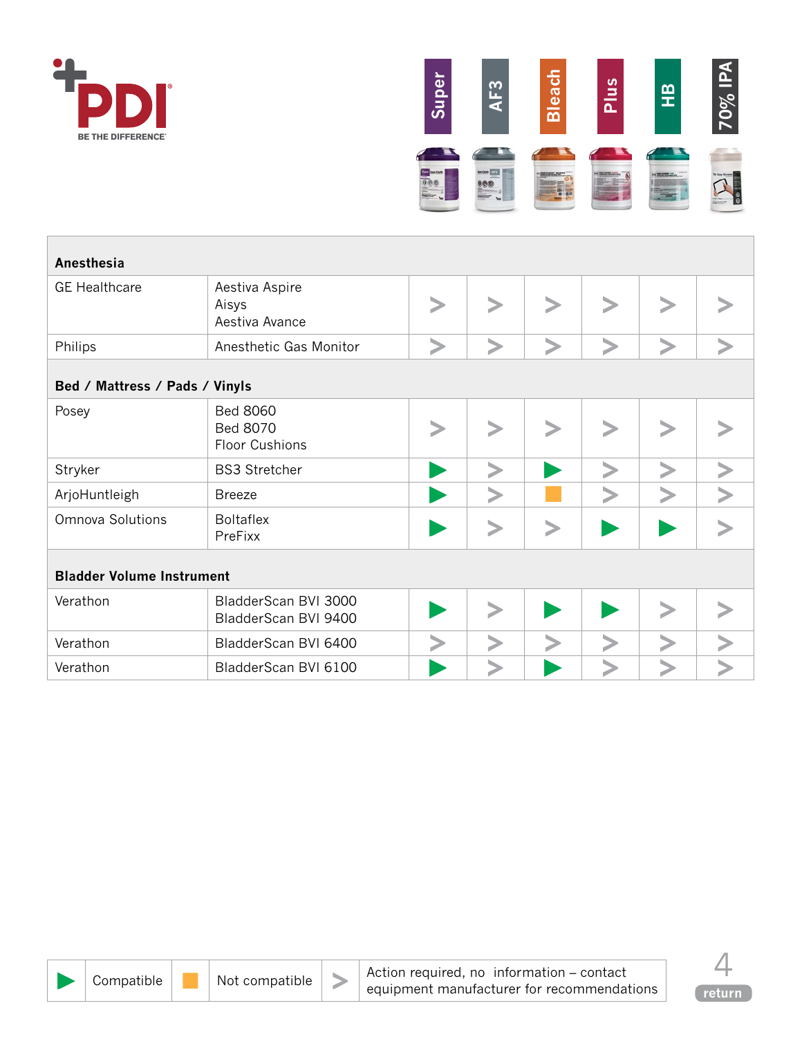| Manufacturer | Model | Super | AF3 | Bleach | Plus | HB | 70% IPA |
|---|---|---|---|---|---|---|---|
| **Anesthesia** | | | | | | | |
| GE Healthcare | Aestiva Aspire<br>Aisys<br>Aestiva Avance | > | > | > | > | > | > |
| Philips | Anesthetic Gas Monitor | > | > | > | > | > | > |
| **Bed / Mattress / Pads / Vinyls** | | | | | | | |
| Posey | Bed 8060<br>Bed 8070<br>Floor Cushions | > | > | > | > | > | > |
| Stryker | BS3 Stretcher | ▶ | > | ▶ | > | > | > |
| ArjoHuntleigh | Breeze | ▶ | > | ■ | > | > | > |
| Omnova Solutions | Boltaflex<br>PreFixx | ▶ | > | > | ▶ | ▶ | > |
| **Bladder Volume Instrument** | | | | | | | |
| Verathon | BladderScan BVI 3000<br>BladderScan BVI 9400 | ▶ | > | ▶ | ▶ | > | > |
| Verathon | BladderScan BVI 6400 | > | > | > | > | > | > |
| Verathon | BladderScan BVI 6100 | ▶ | > | ▶ | > | > | > |

| ▶ | Compatible | ■ | Not compatible | > | Action required, no information – contact equipment manufacturer for recommendations |
|---|---|---|---|---|---|

return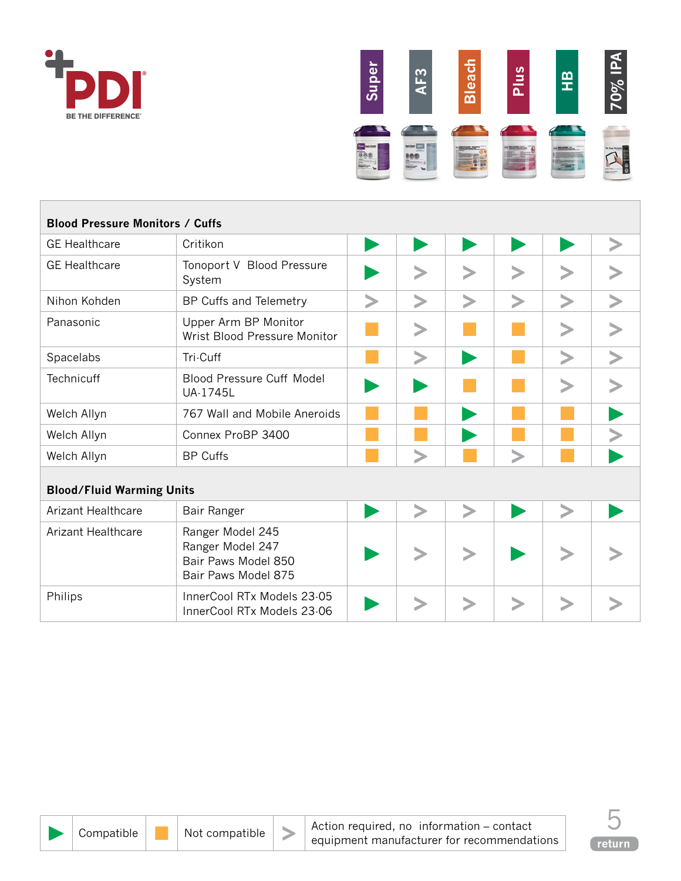| | | Super | AF3 | Bleach | Plus | HB | 70% IPA |
|---|---|---|---|---|---|---|---|
| **Blood Pressure Monitors / Cuffs** | | | | | | | |
| GE Healthcare | Critikon | ▶ | ▶ | ▶ | ▶ | ▶ | > |
| GE Healthcare | Tonoport V Blood Pressure System | ▶ | > | > | > | > | > |
| Nihon Kohden | BP Cuffs and Telemetry | > | > | > | > | > | > |
| Panasonic | Upper Arm BP Monitor<br>Wrist Blood Pressure Monitor | ■ | > | ■ | ■ | > | > |
| Spacelabs | Tri-Cuff | ■ | > | ▶ | ■ | > | > |
| Technicuff | Blood Pressure Cuff Model UA-1745L | ▶ | ▶ | ■ | ■ | > | > |
| Welch Allyn | 767 Wall and Mobile Aneroids | ■ | ■ | ▶ | ■ | ■ | ▶ |
| Welch Allyn | Connex ProBP 3400 | ■ | ■ | ▶ | ■ | ■ | > |
| Welch Allyn | BP Cuffs | ■ | > | ■ | > | ■ | ▶ |
| **Blood/Fluid Warming Units** | | | | | | | |
| Arizant Healthcare | Bair Ranger | ▶ | > | > | ▶ | > | ▶ |
| Arizant Healthcare | Ranger Model 245<br>Ranger Model 247<br>Bair Paws Model 850<br>Bair Paws Model 875 | ▶ | > | > | ▶ | > | > |
| Philips | InnerCool RTx Models 23-05<br>InnerCool RTx Models 23-06 | ▶ | > | > | > | > | > |

| ▶ | Compatible | ■ | Not compatible | > | Action required, no information – contact equipment manufacturer for recommendations |
|---|---|---|---|---|---|

return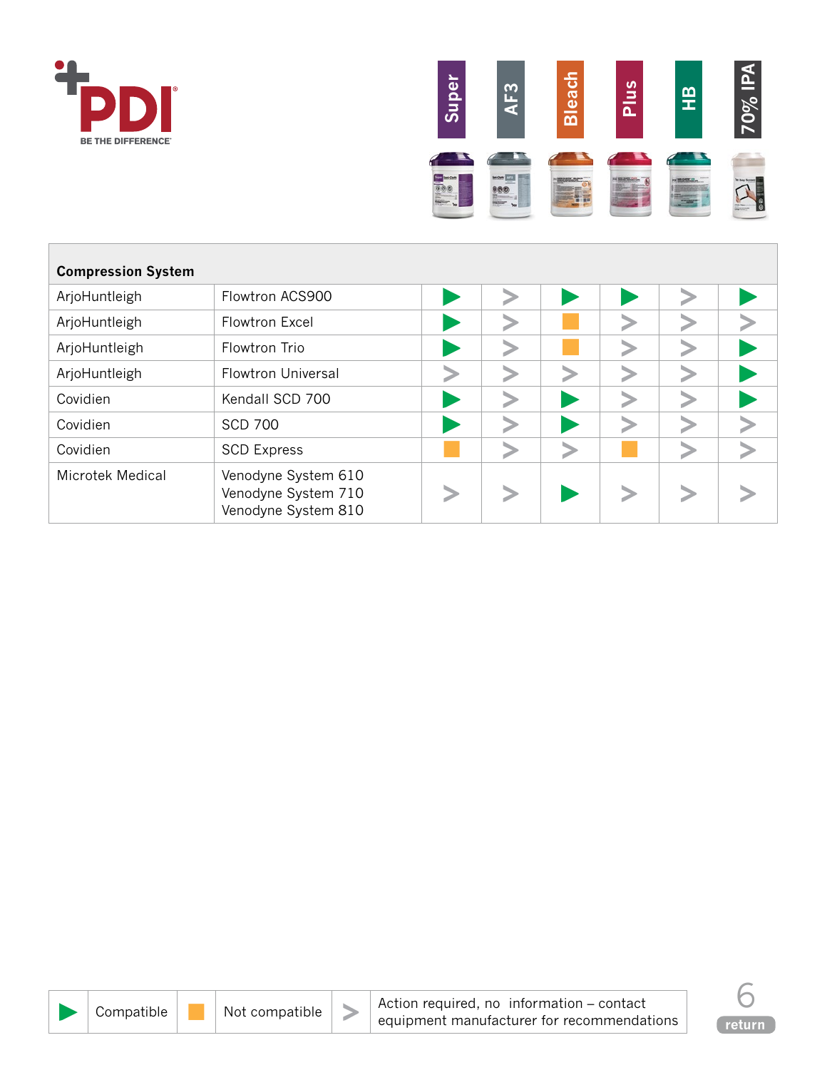**PDI** BE THE DIFFERENCE®

| Compression System | | Super | AF3 | Bleach | Plus | HB | 70% IPA |
|---|---|---|---|---|---|---|---|
| ArjoHuntleigh | Flowtron ACS900 | ▶ | > | ▶ | ▶ | > | ▶ |
| ArjoHuntleigh | Flowtron Excel | ▶ | > | ■ | > | > | > |
| ArjoHuntleigh | Flowtron Trio | ▶ | > | ■ | > | > | ▶ |
| ArjoHuntleigh | Flowtron Universal | > | > | > | > | > | ▶ |
| Covidien | Kendall SCD 700 | ▶ | > | ▶ | > | > | ▶ |
| Covidien | SCD 700 | ▶ | > | ▶ | > | > | > |
| Covidien | SCD Express | ■ | > | > | ■ | > | > |
| Microtek Medical | Venodyne System 610<br>Venodyne System 710<br>Venodyne System 810 | > | > | ▶ | > | > | > |

| ▶ | Compatible | ■ | Not compatible | > | Action required, no information – contact equipment manufacturer for recommendations |
|---|---|---|---|---|---|

return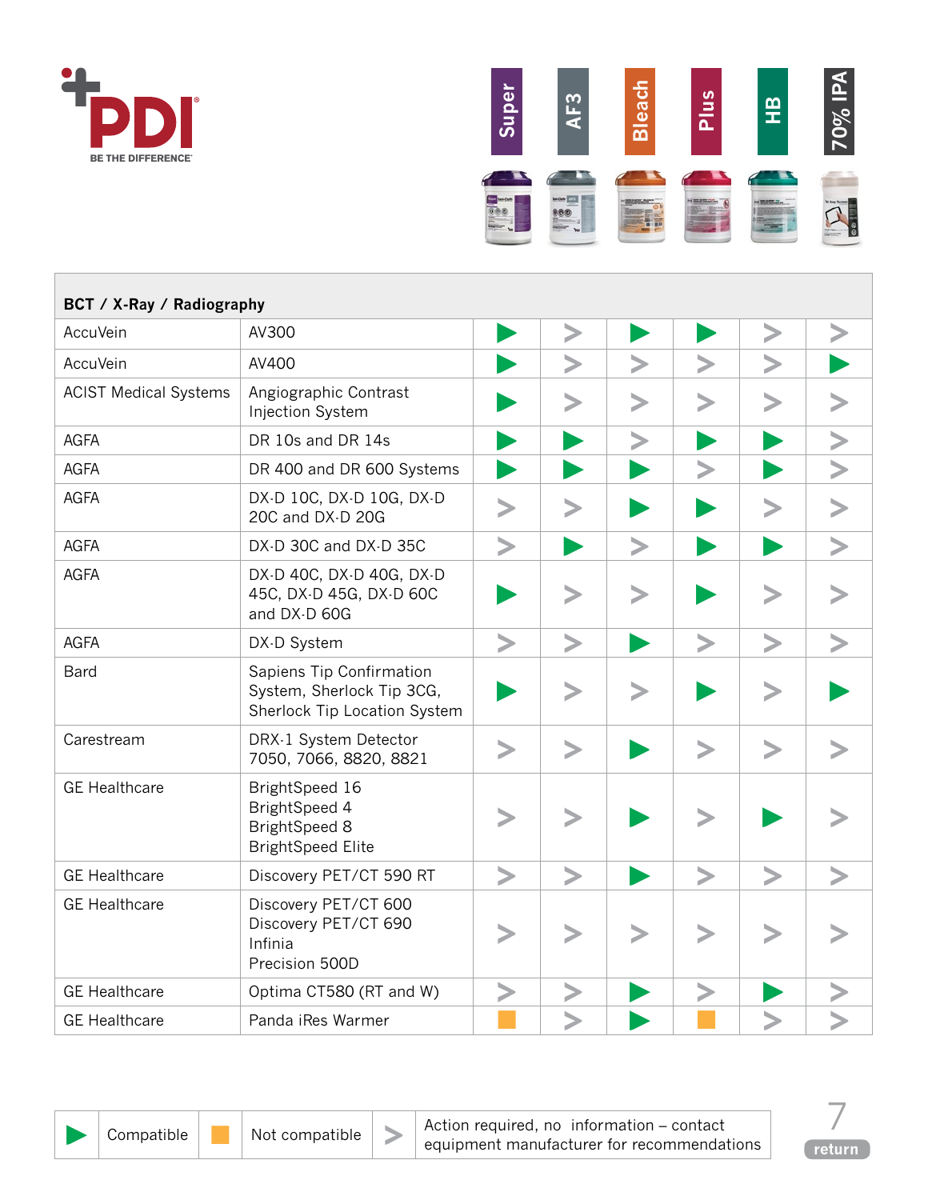**PDI** BE THE DIFFERENCE

| BCT / X-Ray / Radiography | | Super | AF3 | Bleach | Plus | HB | 70% IPA |
|---|---|---|---|---|---|---|---|
| AccuVein | AV300 | ▶ | > | ▶ | ▶ | > | > |
| AccuVein | AV400 | ▶ | > | > | > | > | ▶ |
| ACIST Medical Systems | Angiographic Contrast Injection System | ▶ | > | > | > | > | > |
| AGFA | DR 10s and DR 14s | ▶ | ▶ | > | ▶ | ▶ | > |
| AGFA | DR 400 and DR 600 Systems | ▶ | ▶ | ▶ | > | ▶ | > |
| AGFA | DX-D 10C, DX-D 10G, DX-D 20C and DX-D 20G | > | > | ▶ | ▶ | > | > |
| AGFA | DX-D 30C and DX-D 35C | > | ▶ | > | ▶ | ▶ | > |
| AGFA | DX-D 40C, DX-D 40G, DX-D 45C, DX-D 45G, DX-D 60C and DX-D 60G | ▶ | > | > | ▶ | > | > |
| AGFA | DX-D System | > | > | ▶ | > | > | > |
| Bard | Sapiens Tip Confirmation System, Sherlock Tip 3CG, Sherlock Tip Location System | ▶ | > | > | ▶ | > | ▶ |
| Carestream | DRX-1 System Detector 7050, 7066, 8820, 8821 | > | > | ▶ | > | > | > |
| GE Healthcare | BrightSpeed 16<br>BrightSpeed 4<br>BrightSpeed 8<br>BrightSpeed Elite | > | > | ▶ | > | ▶ | > |
| GE Healthcare | Discovery PET/CT 590 RT | > | > | ▶ | > | > | > |
| GE Healthcare | Discovery PET/CT 600<br>Discovery PET/CT 690<br>Infinia<br>Precision 500D | > | > | > | > | > | > |
| GE Healthcare | Optima CT580 (RT and W) | > | > | ▶ | > | ▶ | > |
| GE Healthcare | Panda iRes Warmer | ■ | > | ▶ | ■ | > | > |

| ▶ | Compatible | ■ | Not compatible | > | Action required, no information – contact equipment manufacturer for recommendations |
|---|---|---|---|---|---|

return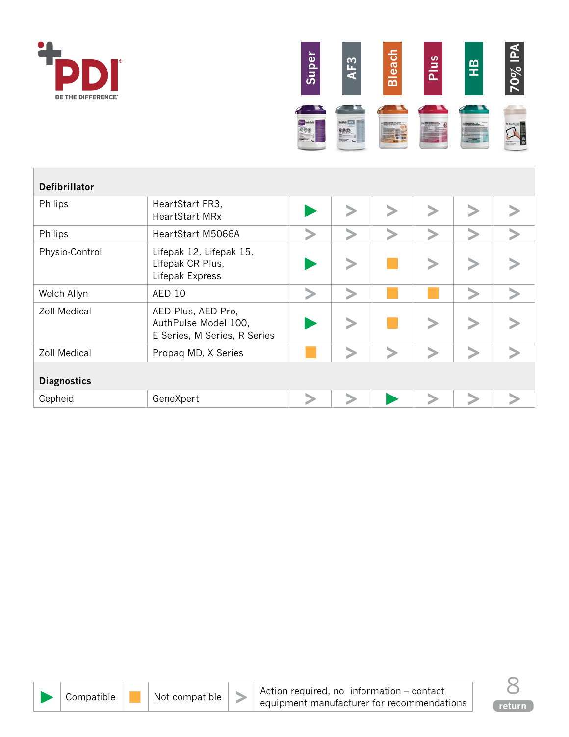| | | Super | AF3 | Bleach | Plus | HB | 70% IPA |
|---|---|---|---|---|---|---|---|
| **Defibrillator** | | | | | | | |
| Philips | HeartStart FR3, HeartStart MRx | ▶ | > | > | > | > | > |
| Philips | HeartStart M5066A | > | > | > | > | > | > |
| Physio-Control | Lifepak 12, Lifepak 15, Lifepak CR Plus, Lifepak Express | ▶ | > | ■ | > | > | > |
| Welch Allyn | AED 10 | > | > | ■ | ■ | > | > |
| Zoll Medical | AED Plus, AED Pro, AuthPulse Model 100, E Series, M Series, R Series | ▶ | > | ■ | > | > | > |
| Zoll Medical | Propaq MD, X Series | ■ | > | > | > | > | > |
| **Diagnostics** | | | | | | | |
| Cepheid | GeneXpert | > | > | ▶ | > | > | > |

| ▶ | Compatible | ■ | Not compatible | > | Action required, no information – contact equipment manufacturer for recommendations |
|---|---|---|---|---|---|

return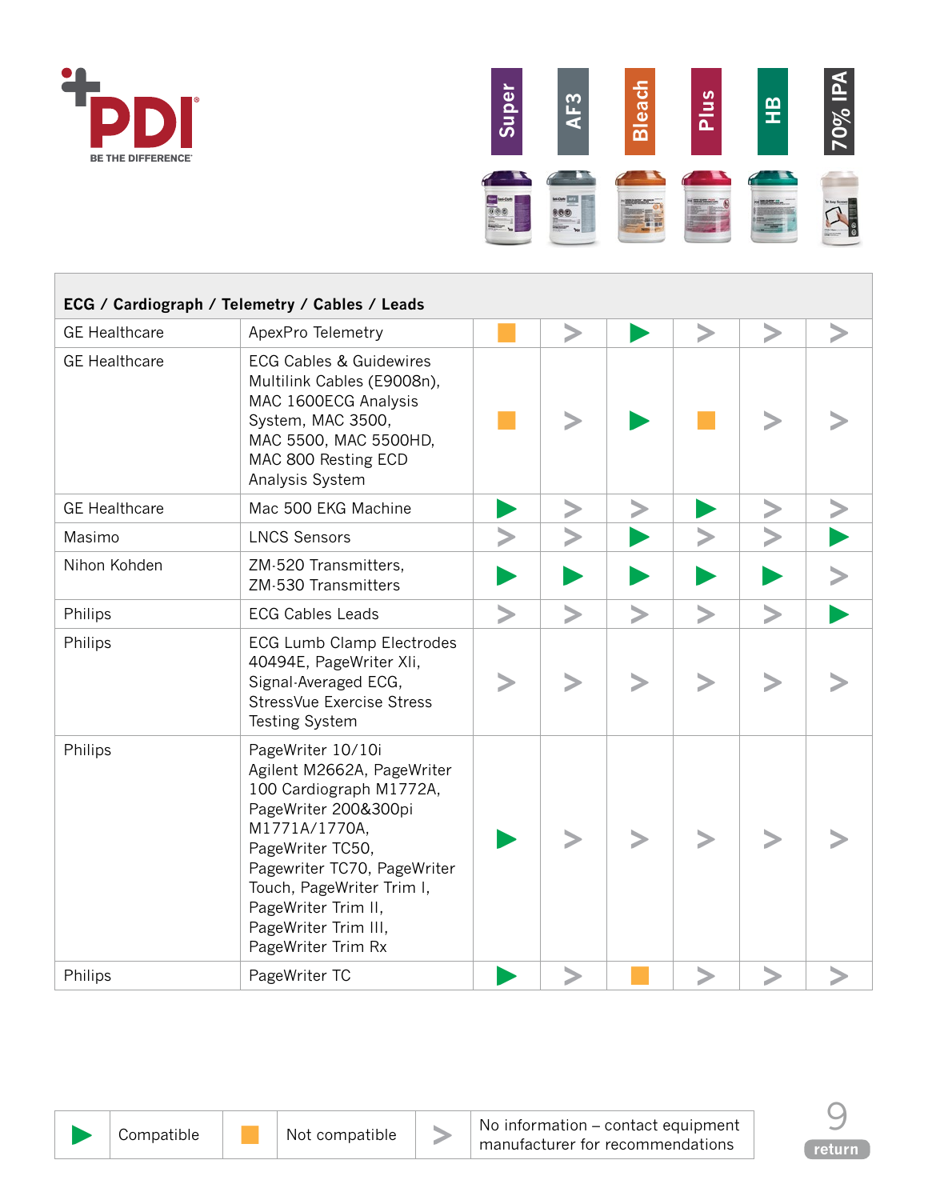| ECG / Cardiograph / Telemetry / Cables / Leads | | Super | AF3 | Bleach | Plus | HB | 70% IPA |
|---|---|---|---|---|---|---|---|
| GE Healthcare | ApexPro Telemetry | Not compatible | No information | Compatible | No information | No information | No information |
| GE Healthcare | ECG Cables & Guidewires Multilink Cables (E9008n), MAC 1600ECG Analysis System, MAC 3500, MAC 5500, MAC 5500HD, MAC 800 Resting ECD Analysis System | Not compatible | No information | Compatible | Not compatible | No information | No information |
| GE Healthcare | Mac 500 EKG Machine | Compatible | No information | No information | Compatible | No information | No information |
| Masimo | LNCS Sensors | No information | No information | Compatible | No information | No information | Compatible |
| Nihon Kohden | ZM-520 Transmitters, ZM-530 Transmitters | Compatible | Compatible | Compatible | Compatible | Compatible | No information |
| Philips | ECG Cables Leads | No information | No information | No information | No information | No information | Compatible |
| Philips | ECG Lumb Clamp Electrodes 40494E, PageWriter Xli, Signal-Averaged ECG, StressVue Exercise Stress Testing System | No information | No information | No information | No information | No information | No information |
| Philips | PageWriter 10/10i Agilent M2662A, PageWriter 100 Cardiograph M1772A, PageWriter 200&300pi M1771A/1770A, PageWriter TC50, Pagewriter TC70, PageWriter Touch, PageWriter Trim I, PageWriter Trim II, PageWriter Trim III, PageWriter Trim Rx | Compatible | No information | No information | No information | No information | No information |
| Philips | PageWriter TC | Compatible | No information | Not compatible | No information | No information | No information |

| Symbol | Meaning |
|---|---|
| ▶ (green) | Compatible |
| ■ (orange) | Not compatible |
| > (gray) | No information – contact equipment manufacturer for recommendations |

return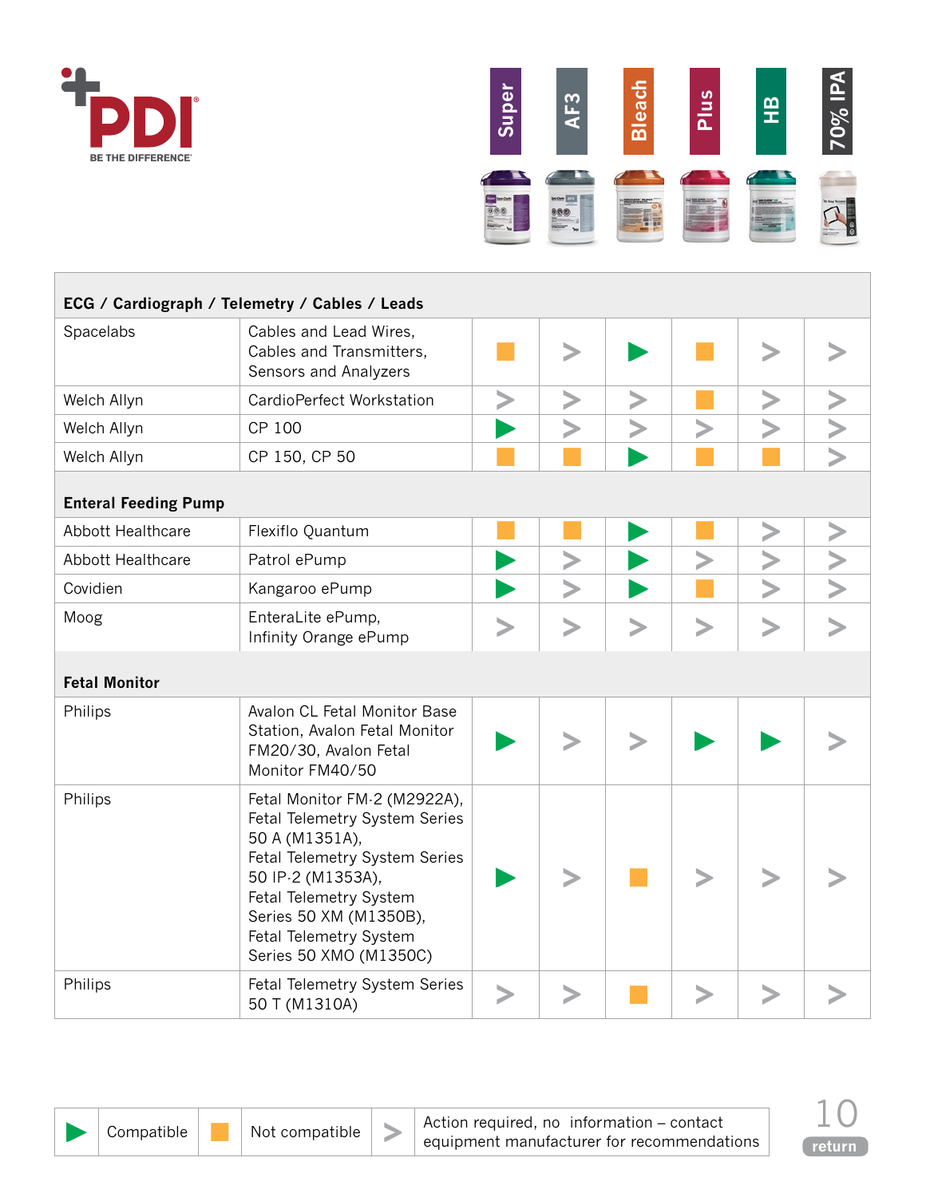| | | Super | AF3 | Bleach | Plus | HB | 70% IPA |
|---|---|---|---|---|---|---|---|
| **ECG / Cardiograph / Telemetry / Cables / Leads** | | | | | | | |
| Spacelabs | Cables and Lead Wires, Cables and Transmitters, Sensors and Analyzers | Not compatible | Action required | Compatible | Not compatible | Action required | Action required |
| Welch Allyn | CardioPerfect Workstation | Action required | Action required | Action required | Not compatible | Action required | Action required |
| Welch Allyn | CP 100 | Compatible | Action required | Action required | Action required | Action required | Action required |
| Welch Allyn | CP 150, CP 50 | Not compatible | Not compatible | Compatible | Not compatible | Not compatible | Action required |
| **Enteral Feeding Pump** | | | | | | | |
| Abbott Healthcare | Flexiflo Quantum | Not compatible | Not compatible | Compatible | Not compatible | Action required | Action required |
| Abbott Healthcare | Patrol ePump | Compatible | Action required | Compatible | Action required | Action required | Action required |
| Covidien | Kangaroo ePump | Compatible | Action required | Compatible | Not compatible | Action required | Action required |
| Moog | EnteraLite ePump, Infinity Orange ePump | Action required | Action required | Action required | Action required | Action required | Action required |
| **Fetal Monitor** | | | | | | | |
| Philips | Avalon CL Fetal Monitor Base Station, Avalon Fetal Monitor FM20/30, Avalon Fetal Monitor FM40/50 | Compatible | Action required | Action required | Compatible | Compatible | Action required |
| Philips | Fetal Monitor FM-2 (M2922A), Fetal Telemetry System Series 50 A (M1351A), Fetal Telemetry System Series 50 IP-2 (M1353A), Fetal Telemetry System Series 50 XM (M1350B), Fetal Telemetry System Series 50 XMO (M1350C) | Compatible | Action required | Not compatible | Action required | Action required | Action required |
| Philips | Fetal Telemetry System Series 50 T (M1310A) | Action required | Action required | Not compatible | Action required | Action required | Action required |

Compatible | Not compatible | Action required, no information – contact equipment manufacturer for recommendations

return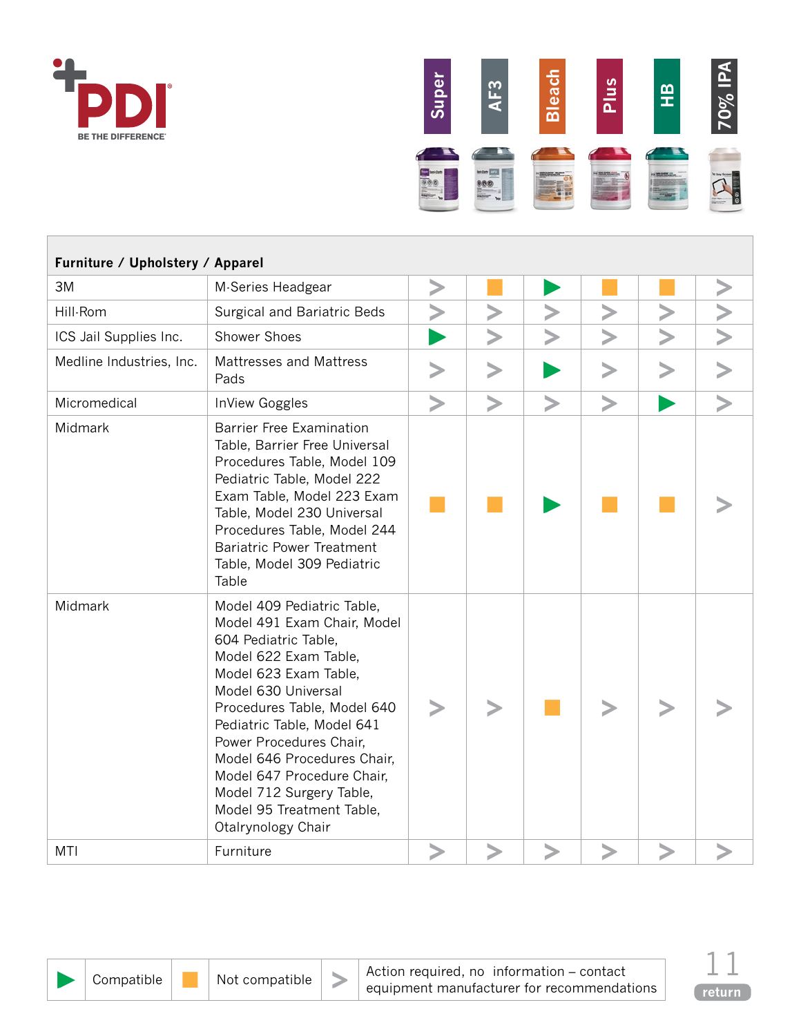| Furniture / Upholstery / Apparel | | Super | AF3 | Bleach | Plus | HB | 70% IPA |
|---|---|---|---|---|---|---|---|
| 3M | M-Series Headgear | Action required | Not compatible | Compatible | Not compatible | Not compatible | Action required |
| Hill-Rom | Surgical and Bariatric Beds | Action required | Action required | Action required | Action required | Action required | Action required |
| ICS Jail Supplies Inc. | Shower Shoes | Compatible | Action required | Action required | Action required | Action required | Action required |
| Medline Industries, Inc. | Mattresses and Mattress Pads | Action required | Action required | Compatible | Action required | Action required | Action required |
| Micromedical | InView Goggles | Action required | Action required | Action required | Action required | Compatible | Action required |
| Midmark | Barrier Free Examination Table, Barrier Free Universal Procedures Table, Model 109 Pediatric Table, Model 222 Exam Table, Model 223 Exam Table, Model 230 Universal Procedures Table, Model 244 Bariatric Power Treatment Table, Model 309 Pediatric Table | Not compatible | Not compatible | Compatible | Not compatible | Not compatible | Action required |
| Midmark | Model 409 Pediatric Table, Model 491 Exam Chair, Model 604 Pediatric Table, Model 622 Exam Table, Model 623 Exam Table, Model 630 Universal Procedures Table, Model 640 Pediatric Table, Model 641 Power Procedures Chair, Model 646 Procedures Chair, Model 647 Procedure Chair, Model 712 Surgery Table, Model 95 Treatment Table, Otalrynology Chair | Action required | Action required | Not compatible | Action required | Action required | Action required |
| MTI | Furniture | Action required | Action required | Action required | Action required | Action required | Action required |

| Symbol | Meaning |
|---|---|
| ▶ | Compatible |
| ■ | Not compatible |
| > | Action required, no information – contact equipment manufacturer for recommendations |

return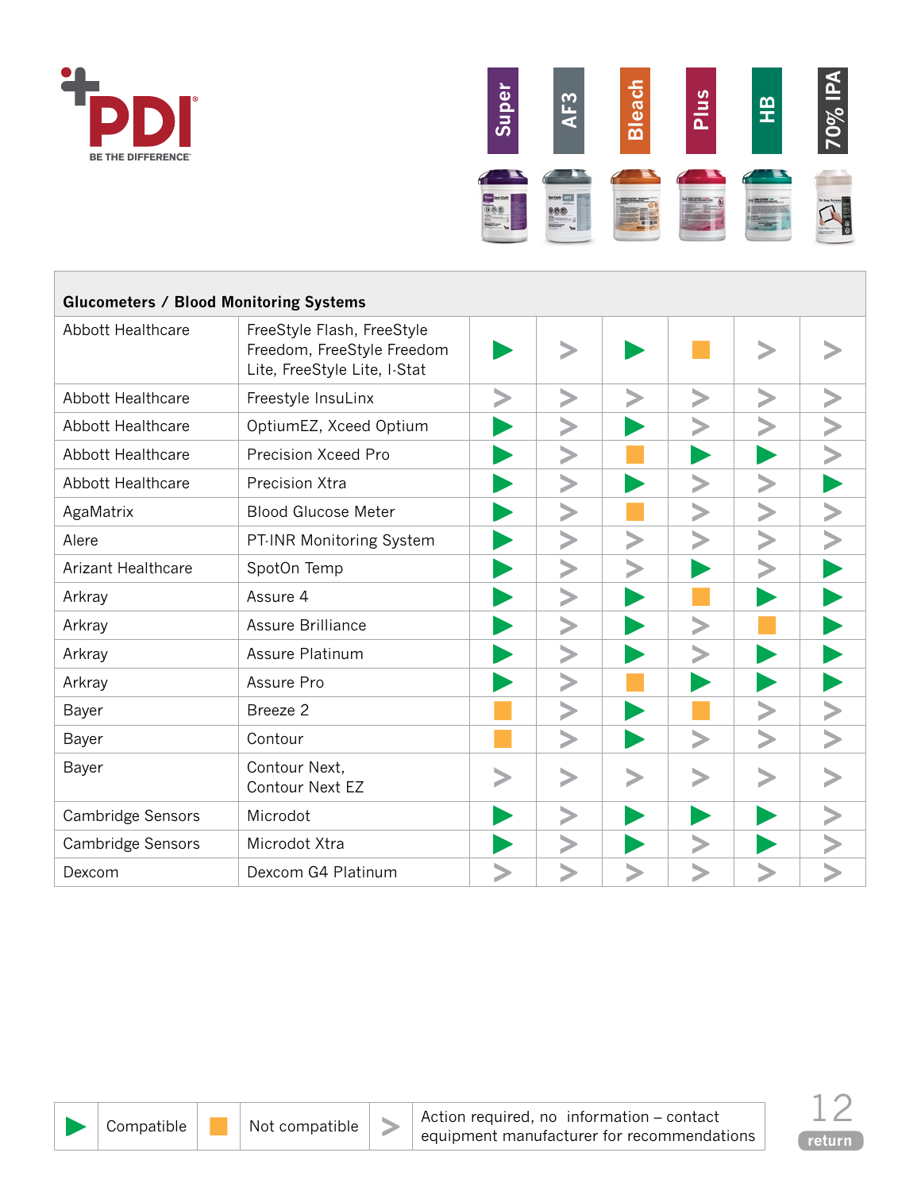**PDI** BE THE DIFFERENCE

| Glucometers / Blood Monitoring Systems | | Super | AF3 | Bleach | Plus | HB | 70% IPA |
|---|---|---|---|---|---|---|---|
| Abbott Healthcare | FreeStyle Flash, FreeStyle Freedom, FreeStyle Freedom Lite, FreeStyle Lite, I-Stat | Compatible | Action required | Compatible | Not compatible | Action required | Action required |
| Abbott Healthcare | Freestyle InsuLinx | Action required | Action required | Action required | Action required | Action required | Action required |
| Abbott Healthcare | OptiumEZ, Xceed Optium | Compatible | Action required | Compatible | Action required | Action required | Action required |
| Abbott Healthcare | Precision Xceed Pro | Compatible | Action required | Not compatible | Compatible | Compatible | Action required |
| Abbott Healthcare | Precision Xtra | Compatible | Action required | Compatible | Action required | Action required | Compatible |
| AgaMatrix | Blood Glucose Meter | Compatible | Action required | Not compatible | Action required | Action required | Action required |
| Alere | PT-INR Monitoring System | Compatible | Action required | Action required | Action required | Action required | Action required |
| Arizant Healthcare | SpotOn Temp | Compatible | Action required | Action required | Compatible | Action required | Compatible |
| Arkray | Assure 4 | Compatible | Action required | Compatible | Not compatible | Compatible | Compatible |
| Arkray | Assure Brilliance | Compatible | Action required | Compatible | Action required | Not compatible | Compatible |
| Arkray | Assure Platinum | Compatible | Action required | Compatible | Action required | Compatible | Compatible |
| Arkray | Assure Pro | Compatible | Action required | Not compatible | Compatible | Compatible | Compatible |
| Bayer | Breeze 2 | Not compatible | Action required | Compatible | Not compatible | Action required | Action required |
| Bayer | Contour | Not compatible | Action required | Compatible | Action required | Action required | Action required |
| Bayer | Contour Next, Contour Next EZ | Action required | Action required | Action required | Action required | Action required | Action required |
| Cambridge Sensors | Microdot | Compatible | Action required | Compatible | Compatible | Compatible | Action required |
| Cambridge Sensors | Microdot Xtra | Compatible | Action required | Compatible | Action required | Compatible | Action required |
| Dexcom | Dexcom G4 Platinum | Action required | Action required | Action required | Action required | Action required | Action required |

Legend: ▶ Compatible | ■ Not compatible | > Action required, no information – contact equipment manufacturer for recommendations

return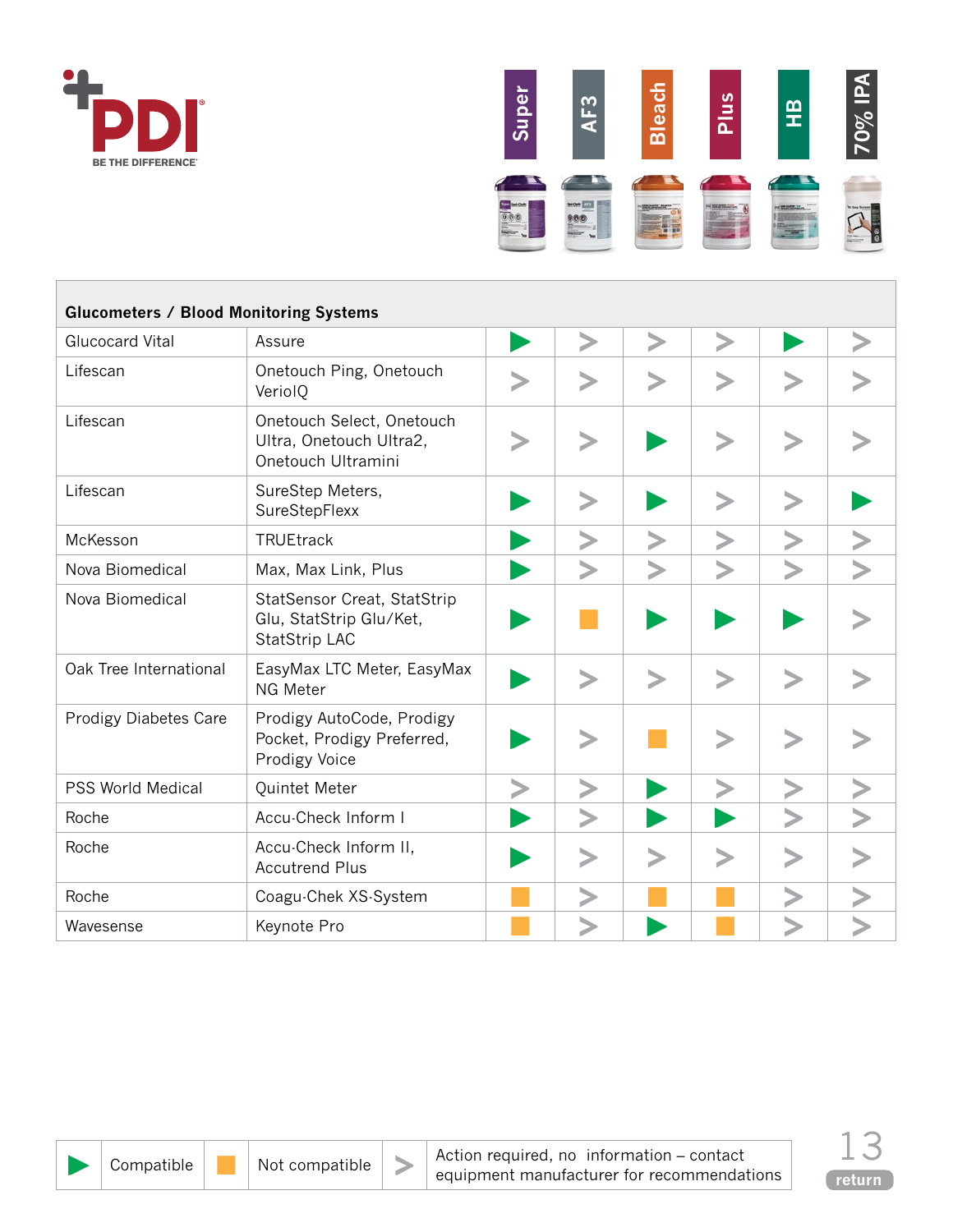| Glucometers / Blood Monitoring Systems | | Super | AF3 | Bleach | Plus | HB | 70% IPA |
|---|---|---|---|---|---|---|---|
| Glucocard Vital | Assure | Compatible | Action required | Action required | Action required | Compatible | Action required |
| Lifescan | Onetouch Ping, Onetouch VerioIQ | Action required | Action required | Action required | Action required | Action required | Action required |
| Lifescan | Onetouch Select, Onetouch Ultra, Onetouch Ultra2, Onetouch Ultramini | Action required | Action required | Compatible | Action required | Action required | Action required |
| Lifescan | SureStep Meters, SureStepFlexx | Compatible | Action required | Compatible | Action required | Action required | Compatible |
| McKesson | TRUEtrack | Compatible | Action required | Action required | Action required | Action required | Action required |
| Nova Biomedical | Max, Max Link, Plus | Compatible | Action required | Action required | Action required | Action required | Action required |
| Nova Biomedical | StatSensor Creat, StatStrip Glu, StatStrip Glu/Ket, StatStrip LAC | Compatible | Not compatible | Compatible | Compatible | Compatible | Action required |
| Oak Tree International | EasyMax LTC Meter, EasyMax NG Meter | Compatible | Action required | Action required | Action required | Action required | Action required |
| Prodigy Diabetes Care | Prodigy AutoCode, Prodigy Pocket, Prodigy Preferred, Prodigy Voice | Compatible | Action required | Not compatible | Action required | Action required | Action required |
| PSS World Medical | Quintet Meter | Action required | Action required | Compatible | Action required | Action required | Action required |
| Roche | Accu-Check Inform I | Compatible | Action required | Compatible | Compatible | Action required | Action required |
| Roche | Accu-Check Inform II, Accutrend Plus | Compatible | Action required | Action required | Action required | Action required | Action required |
| Roche | Coagu-Chek XS-System | Not compatible | Action required | Not compatible | Not compatible | Action required | Action required |
| Wavesense | Keynote Pro | Not compatible | Action required | Compatible | Not compatible | Action required | Action required |

| ▶ | Compatible | ■ | Not compatible | > | Action required, no information – contact equipment manufacturer for recommendations |
|---|---|---|---|---|---|

return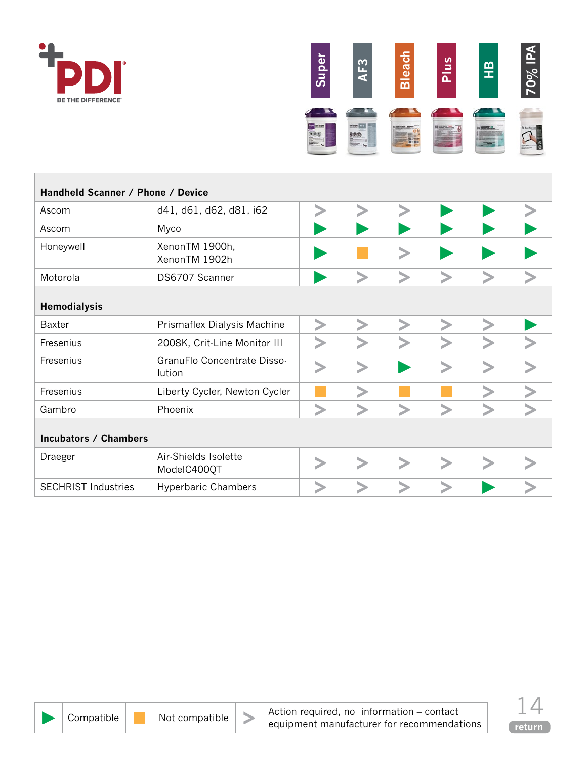| | | Super | AF3 | Bleach | Plus | HB | 70% IPA |
|---|---|---|---|---|---|---|---|
| **Handheld Scanner / Phone / Device** | | | | | | | |
| Ascom | d41, d61, d62, d81, i62 | > | > | > | ▶ | ▶ | > |
| Ascom | Myco | ▶ | ▶ | ▶ | ▶ | ▶ | ▶ |
| Honeywell | XenonTM 1900h, XenonTM 1902h | ▶ | ■ | > | ▶ | ▶ | ▶ |
| Motorola | DS6707 Scanner | ▶ | > | > | > | > | > |
| **Hemodialysis** | | | | | | | |
| Baxter | Prismaflex Dialysis Machine | > | > | > | > | > | ▶ |
| Fresenius | 2008K, Crit-Line Monitor III | > | > | > | > | > | > |
| Fresenius | GranuFlo Concentrate Disso-lution | > | > | ▶ | > | > | > |
| Fresenius | Liberty Cycler, Newton Cycler | ■ | > | ■ | ■ | > | > |
| Gambro | Phoenix | > | > | > | > | > | > |
| **Incubators / Chambers** | | | | | | | |
| Draeger | Air-Shields Isolette ModelC400QT | > | > | > | > | > | > |
| SECHRIST Industries | Hyperbaric Chambers | > | > | > | > | ▶ | > |

| ▶ | Compatible | ■ | Not compatible | > | Action required, no information – contact equipment manufacturer for recommendations |
|---|---|---|---|---|---|

return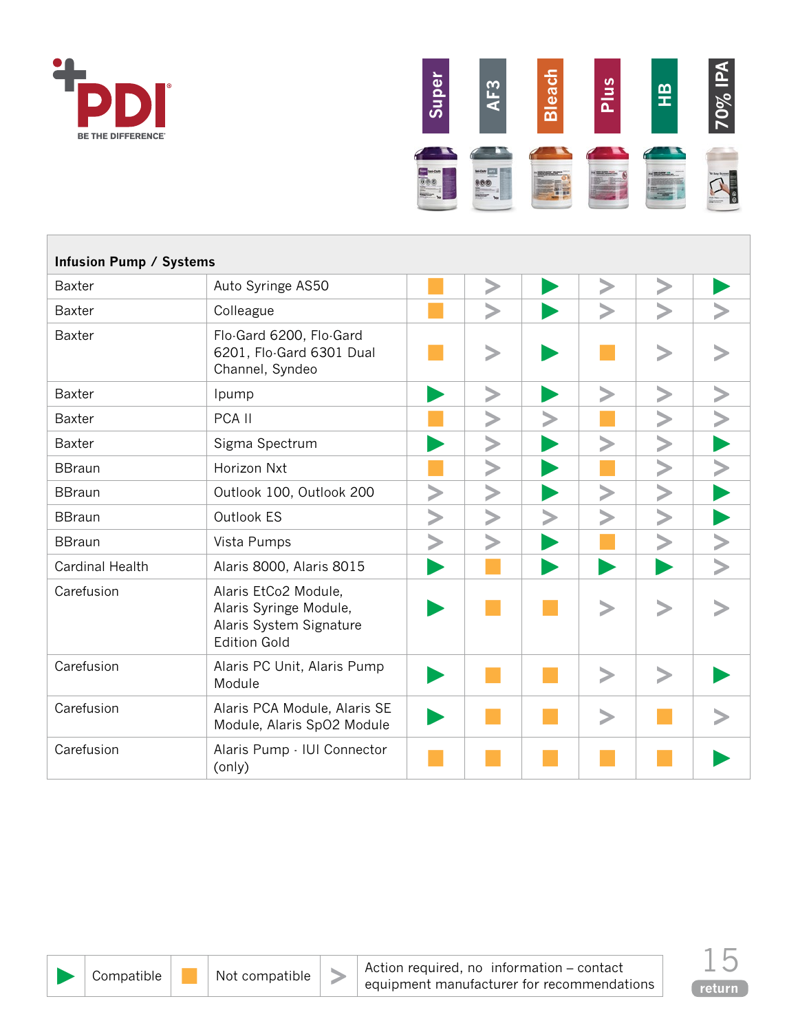| Infusion Pump / Systems | | Super | AF3 | Bleach | Plus | HB | 70% IPA |
|---|---|---|---|---|---|---|---|
| Baxter | Auto Syringe AS50 | Not compatible | Action required | Compatible | Action required | Action required | Compatible |
| Baxter | Colleague | Not compatible | Action required | Compatible | Action required | Action required | Action required |
| Baxter | Flo-Gard 6200, Flo-Gard 6201, Flo-Gard 6301 Dual Channel, Syndeo | Not compatible | Action required | Compatible | Not compatible | Action required | Action required |
| Baxter | Ipump | Compatible | Action required | Compatible | Action required | Action required | Action required |
| Baxter | PCA II | Not compatible | Action required | Action required | Not compatible | Action required | Action required |
| Baxter | Sigma Spectrum | Compatible | Action required | Compatible | Action required | Action required | Compatible |
| BBraun | Horizon Nxt | Not compatible | Action required | Compatible | Not compatible | Action required | Action required |
| BBraun | Outlook 100, Outlook 200 | Action required | Action required | Compatible | Action required | Action required | Compatible |
| BBraun | Outlook ES | Action required | Action required | Action required | Action required | Action required | Compatible |
| BBraun | Vista Pumps | Action required | Action required | Compatible | Not compatible | Action required | Action required |
| Cardinal Health | Alaris 8000, Alaris 8015 | Compatible | Not compatible | Compatible | Compatible | Compatible | Action required |
| Carefusion | Alaris EtCo2 Module, Alaris Syringe Module, Alaris System Signature Edition Gold | Compatible | Not compatible | Not compatible | Action required | Action required | Action required |
| Carefusion | Alaris PC Unit, Alaris Pump Module | Compatible | Not compatible | Not compatible | Action required | Action required | Compatible |
| Carefusion | Alaris PCA Module, Alaris SE Module, Alaris SpO2 Module | Compatible | Not compatible | Not compatible | Action required | Not compatible | Action required |
| Carefusion | Alaris Pump · IUI Connector (only) | Not compatible | Not compatible | Not compatible | Not compatible | Not compatible | Compatible |

Legend: Compatible | Not compatible | Action required, no information – contact equipment manufacturer for recommendations

return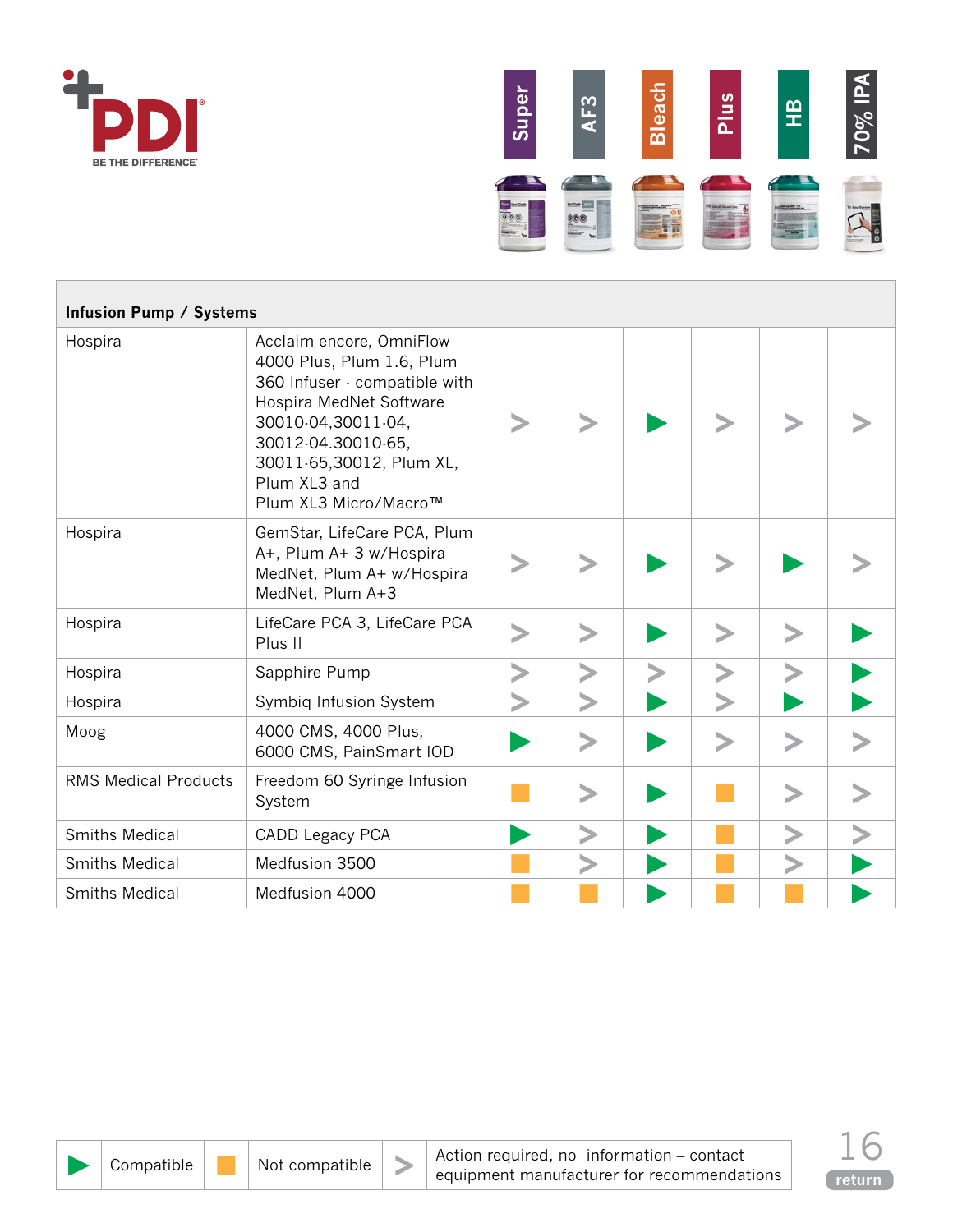PDI
BE THE DIFFERENCE

| Infusion Pump / Systems | | Super | AF3 | Bleach | Plus | HB | 70% IPA |
|---|---|---|---|---|---|---|---|
| Hospira | Acclaim encore, OmniFlow 4000 Plus, Plum 1.6, Plum 360 Infuser - compatible with Hospira MedNet Software 30010-04,30011-04, 30012-04.30010-65, 30011-65,30012, Plum XL, Plum XL3 and Plum XL3 Micro/Macro™ | > | > | ▶ | > | > | > |
| Hospira | GemStar, LifeCare PCA, Plum A+, Plum A+ 3 w/Hospira MedNet, Plum A+ w/Hospira MedNet, Plum A+3 | > | > | ▶ | > | ▶ | > |
| Hospira | LifeCare PCA 3, LifeCare PCA Plus II | > | > | ▶ | > | > | ▶ |
| Hospira | Sapphire Pump | > | > | > | > | > | ▶ |
| Hospira | Symbiq Infusion System | > | > | ▶ | > | ▶ | ▶ |
| Moog | 4000 CMS, 4000 Plus, 6000 CMS, PainSmart IOD | ▶ | > | ▶ | > | > | > |
| RMS Medical Products | Freedom 60 Syringe Infusion System | ■ | > | ▶ | ■ | > | > |
| Smiths Medical | CADD Legacy PCA | ▶ | > | ▶ | ■ | > | > |
| Smiths Medical | Medfusion 3500 | ■ | > | ▶ | ■ | > | ▶ |
| Smiths Medical | Medfusion 4000 | ■ | ■ | ▶ | ■ | ■ | ▶ |

| ▶ | Compatible | ■ | Not compatible | > | Action required, no information – contact equipment manufacturer for recommendations |
|---|---|---|---|---|---|

return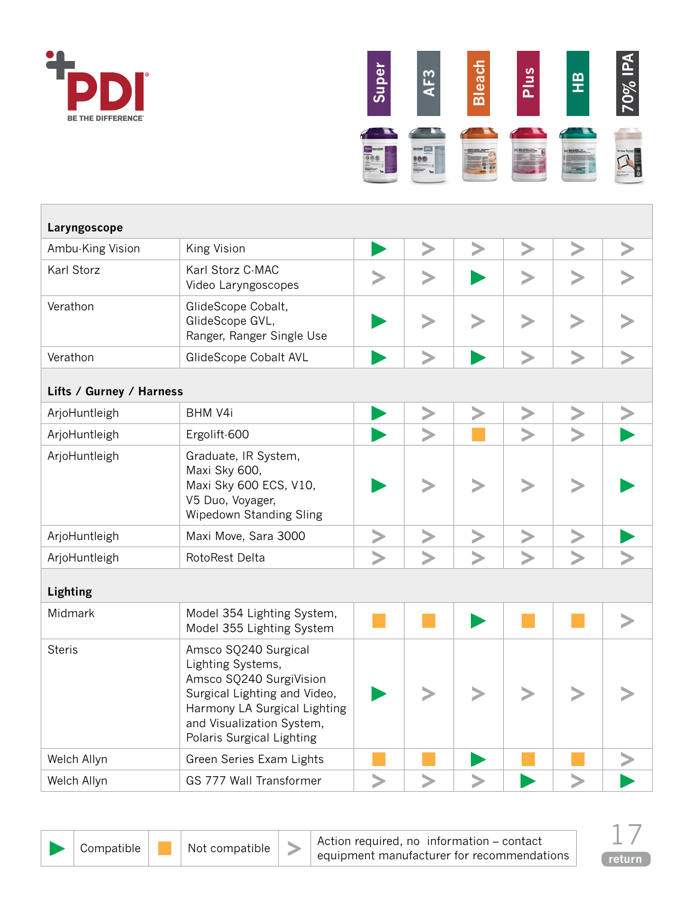| Manufacturer | Equipment | Super | AF3 | Bleach | Plus | HB | 70% IPA |
|---|---|---|---|---|---|---|---|
| **Laryngoscope** | | | | | | | |
| Ambu-King Vision | King Vision | Compatible | Action required | Action required | Action required | Action required | Action required |
| Karl Storz | Karl Storz C-MAC Video Laryngoscopes | Action required | Action required | Compatible | Action required | Action required | Action required |
| Verathon | GlideScope Cobalt, GlideScope GVL, Ranger, Ranger Single Use | Compatible | Action required | Action required | Action required | Action required | Action required |
| Verathon | GlideScope Cobalt AVL | Compatible | Action required | Compatible | Action required | Action required | Action required |
| **Lifts / Gurney / Harness** | | | | | | | |
| ArjoHuntleigh | BHM V4i | Compatible | Action required | Action required | Action required | Action required | Action required |
| ArjoHuntleigh | Ergolift-600 | Compatible | Action required | Not compatible | Action required | Action required | Compatible |
| ArjoHuntleigh | Graduate, IR System, Maxi Sky 600, Maxi Sky 600 ECS, V10, V5 Duo, Voyager, Wipedown Standing Sling | Compatible | Action required | Action required | Action required | Action required | Compatible |
| ArjoHuntleigh | Maxi Move, Sara 3000 | Action required | Action required | Action required | Action required | Action required | Compatible |
| ArjoHuntleigh | RotoRest Delta | Action required | Action required | Action required | Action required | Action required | Action required |
| **Lighting** | | | | | | | |
| Midmark | Model 354 Lighting System, Model 355 Lighting System | Not compatible | Not compatible | Compatible | Not compatible | Not compatible | Action required |
| Steris | Amsco SQ240 Surgical Lighting Systems, Amsco SQ240 SurgiVision Surgical Lighting and Video, Harmony LA Surgical Lighting and Visualization System, Polaris Surgical Lighting | Compatible | Action required | Action required | Action required | Action required | Action required |
| Welch Allyn | Green Series Exam Lights | Not compatible | Not compatible | Compatible | Not compatible | Not compatible | Action required |
| Welch Allyn | GS 777 Wall Transformer | Action required | Action required | Action required | Compatible | Action required | Compatible |

| Symbol | Meaning |
|---|---|
| ▶ (green) | Compatible |
| ■ (orange) | Not compatible |
| > (grey) | Action required, no information – contact equipment manufacturer for recommendations |

return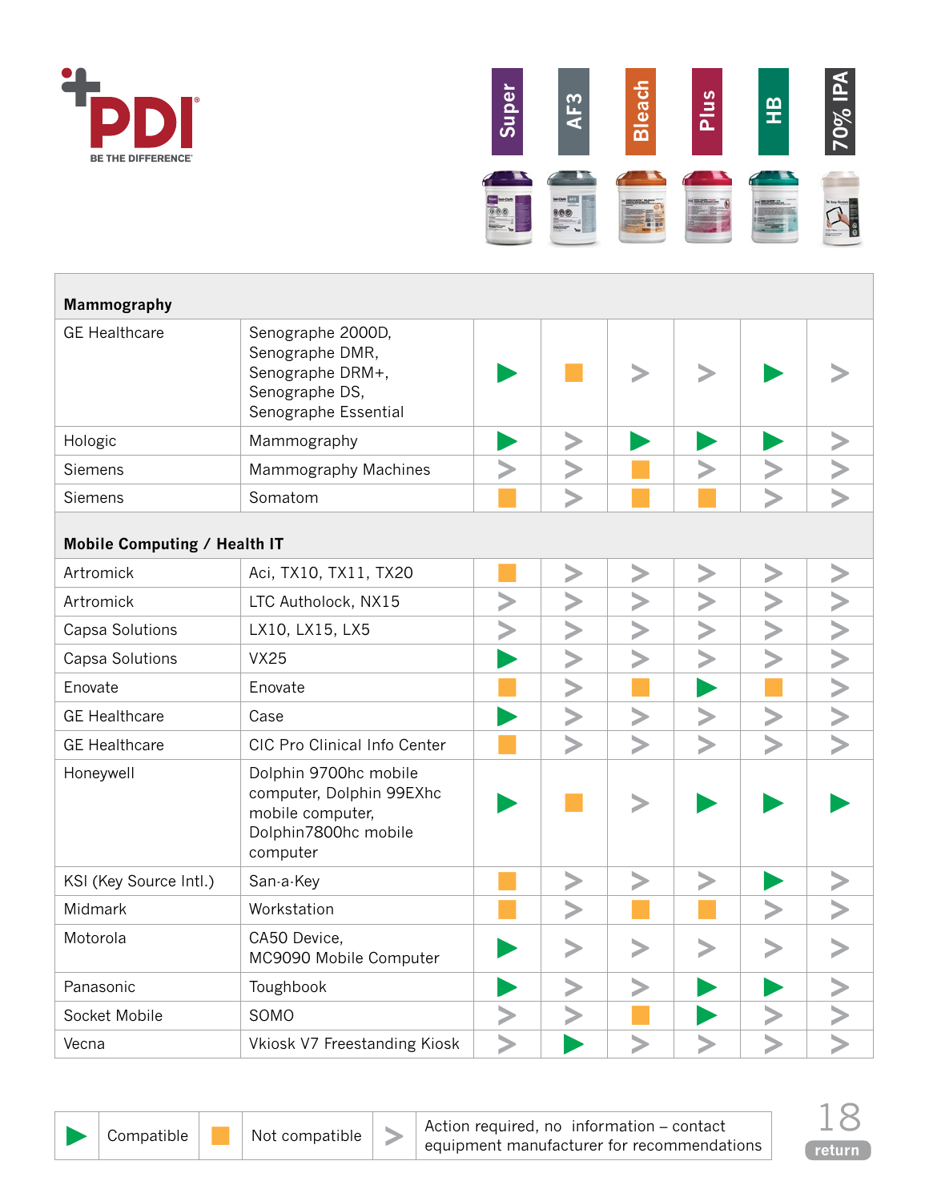| | | Super | AF3 | Bleach | Plus | HB | 70% IPA |
|---|---|---|---|---|---|---|---|
| **Mammography** | | | | | | | |
| GE Healthcare | Senographe 2000D, Senographe DMR, Senographe DRM+, Senographe DS, Senographe Essential | ▶ | ■ | > | > | ▶ | > |
| Hologic | Mammography | ▶ | > | ▶ | ▶ | ▶ | > |
| Siemens | Mammography Machines | > | > | ■ | > | > | > |
| Siemens | Somatom | ■ | > | ■ | ■ | > | > |
| **Mobile Computing / Health IT** | | | | | | | |
| Artromick | Aci, TX10, TX11, TX20 | ■ | > | > | > | > | > |
| Artromick | LTC Autholock, NX15 | > | > | > | > | > | > |
| Capsa Solutions | LX10, LX15, LX5 | > | > | > | > | > | > |
| Capsa Solutions | VX25 | ▶ | > | > | > | > | > |
| Enovate | Enovate | ■ | > | ■ | ▶ | ■ | > |
| GE Healthcare | Case | ▶ | > | > | > | > | > |
| GE Healthcare | CIC Pro Clinical Info Center | ■ | > | > | > | > | > |
| Honeywell | Dolphin 9700hc mobile computer, Dolphin 99EXhc mobile computer, Dolphin7800hc mobile computer | ▶ | ■ | > | ▶ | ▶ | ▶ |
| KSI (Key Source Intl.) | San-a-Key | ■ | > | > | > | ▶ | > |
| Midmark | Workstation | ■ | > | ■ | ■ | > | > |
| Motorola | CA50 Device, MC9090 Mobile Computer | ▶ | > | > | > | > | > |
| Panasonic | Toughbook | ▶ | > | > | ▶ | ▶ | > |
| Socket Mobile | SOMO | > | > | ■ | ▶ | > | > |
| Vecna | Vkiosk V7 Freestanding Kiosk | > | ▶ | > | > | > | > |

| ▶ | Compatible | ■ | Not compatible | > | Action required, no information – contact equipment manufacturer for recommendations |
|---|---|---|---|---|---|

return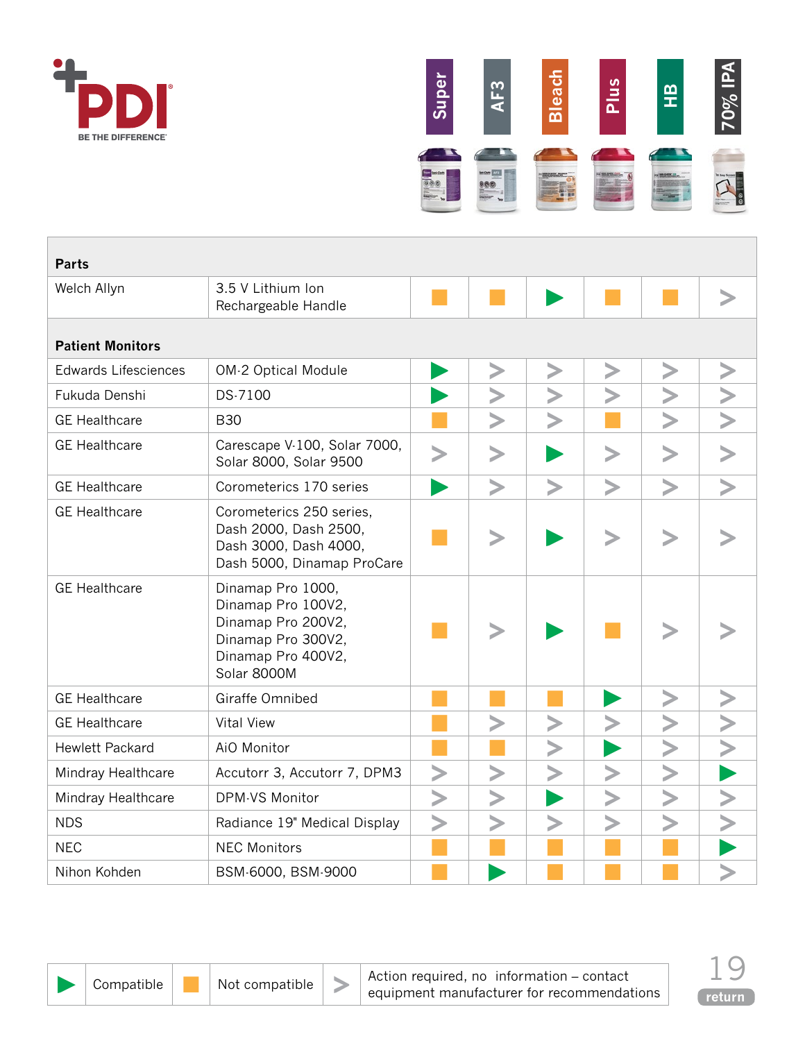| | | Super | AF3 | Bleach | Plus | HB | 70% IPA |
|---|---|---|---|---|---|---|---|
| **Parts** | | | | | | | |
| Welch Allyn | 3.5 V Lithium Ion Rechargeable Handle | Not compatible | Not compatible | Compatible | Not compatible | Not compatible | Action required |
| **Patient Monitors** | | | | | | | |
| Edwards Lifesciences | OM-2 Optical Module | Compatible | Action required | Action required | Action required | Action required | Action required |
| Fukuda Denshi | DS-7100 | Compatible | Action required | Action required | Action required | Action required | Action required |
| GE Healthcare | B30 | Not compatible | Action required | Action required | Not compatible | Action required | Action required |
| GE Healthcare | Carescape V-100, Solar 7000, Solar 8000, Solar 9500 | Action required | Action required | Compatible | Action required | Action required | Action required |
| GE Healthcare | Corometerics 170 series | Compatible | Action required | Action required | Action required | Action required | Action required |
| GE Healthcare | Corometerics 250 series, Dash 2000, Dash 2500, Dash 3000, Dash 4000, Dash 5000, Dinamap ProCare | Not compatible | Action required | Compatible | Action required | Action required | Action required |
| GE Healthcare | Dinamap Pro 1000, Dinamap Pro 100V2, Dinamap Pro 200V2, Dinamap Pro 300V2, Dinamap Pro 400V2, Solar 8000M | Not compatible | Action required | Compatible | Not compatible | Action required | Action required |
| GE Healthcare | Giraffe Omnibed | Not compatible | Not compatible | Not compatible | Compatible | Action required | Action required |
| GE Healthcare | Vital View | Not compatible | Action required | Action required | Action required | Action required | Action required |
| Hewlett Packard | AiO Monitor | Not compatible | Not compatible | Action required | Compatible | Action required | Action required |
| Mindray Healthcare | Accutorr 3, Accutorr 7, DPM3 | Action required | Action required | Action required | Action required | Action required | Compatible |
| Mindray Healthcare | DPM-VS Monitor | Action required | Action required | Compatible | Action required | Action required | Action required |
| NDS | Radiance 19" Medical Display | Action required | Action required | Action required | Action required | Action required | Action required |
| NEC | NEC Monitors | Not compatible | Not compatible | Not compatible | Not compatible | Not compatible | Compatible |
| Nihon Kohden | BSM-6000, BSM-9000 | Not compatible | Compatible | Not compatible | Not compatible | Not compatible | Action required |

Compatible | Not compatible | Action required, no information – contact equipment manufacturer for recommendations

return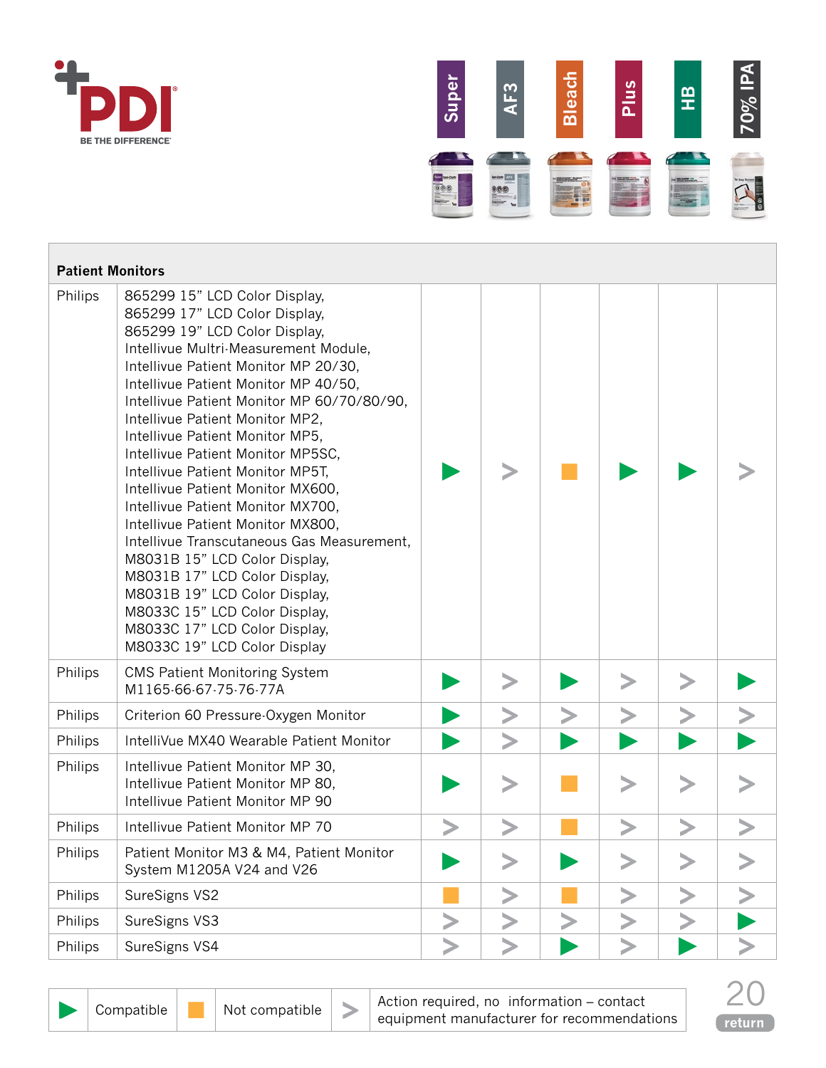## Patient Monitors

| Manufacturer | Device | Super | AF3 | Bleach | Plus | HB | 70% IPA |
|---|---|---|---|---|---|---|---|
| Philips | 865299 15" LCD Color Display, 865299 17" LCD Color Display, 865299 19" LCD Color Display, Intellivue Multri-Measurement Module, Intellivue Patient Monitor MP 20/30, Intellivue Patient Monitor MP 40/50, Intellivue Patient Monitor MP 60/70/80/90, Intellivue Patient Monitor MP2, Intellivue Patient Monitor MP5, Intellivue Patient Monitor MP5SC, Intellivue Patient Monitor MP5T, Intellivue Patient Monitor MX600, Intellivue Patient Monitor MX700, Intellivue Patient Monitor MX800, Intellivue Transcutaneous Gas Measurement, M8031B 15" LCD Color Display, M8031B 17" LCD Color Display, M8031B 19" LCD Color Display, M8033C 15" LCD Color Display, M8033C 17" LCD Color Display, M8033C 19" LCD Color Display | Compatible | Action required | Not compatible | Compatible | Compatible | Action required |
| Philips | CMS Patient Monitoring System M1165-66-67-75-76-77A | Compatible | Action required | Compatible | Action required | Action required | Compatible |
| Philips | Criterion 60 Pressure-Oxygen Monitor | Compatible | Action required | Action required | Action required | Action required | Action required |
| Philips | IntelliVue MX40 Wearable Patient Monitor | Compatible | Action required | Compatible | Compatible | Compatible | Compatible |
| Philips | Intellivue Patient Monitor MP 30, Intellivue Patient Monitor MP 80, Intellivue Patient Monitor MP 90 | Compatible | Action required | Not compatible | Action required | Action required | Action required |
| Philips | Intellivue Patient Monitor MP 70 | Action required | Action required | Not compatible | Action required | Action required | Action required |
| Philips | Patient Monitor M3 & M4, Patient Monitor System M1205A V24 and V26 | Compatible | Action required | Compatible | Action required | Action required | Action required |
| Philips | SureSigns VS2 | Not compatible | Action required | Not compatible | Action required | Action required | Action required |
| Philips | SureSigns VS3 | Action required | Action required | Action required | Action required | Action required | Compatible |
| Philips | SureSigns VS4 | Action required | Action required | Compatible | Action required | Compatible | Action required |

| Symbol | Meaning |
|---|---|
| ▶ | Compatible |
| ■ | Not compatible |
| > | Action required, no information – contact equipment manufacturer for recommendations |

return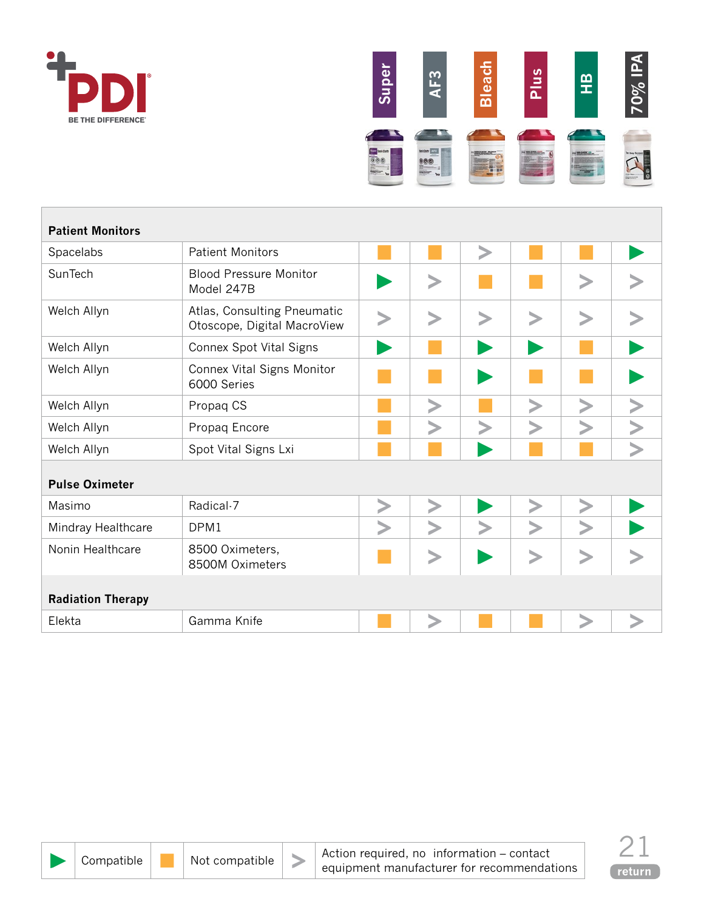| | | Super | AF3 | Bleach | Plus | HB | 70% IPA |
|---|---|---|---|---|---|---|---|
| **Patient Monitors** | | | | | | | |
| Spacelabs | Patient Monitors | Not compatible | Not compatible | Action required | Not compatible | Not compatible | Compatible |
| SunTech | Blood Pressure Monitor Model 247B | Compatible | Action required | Not compatible | Not compatible | Action required | Action required |
| Welch Allyn | Atlas, Consulting Pneumatic Otoscope, Digital MacroView | Action required | Action required | Action required | Action required | Action required | Action required |
| Welch Allyn | Connex Spot Vital Signs | Compatible | Not compatible | Compatible | Compatible | Not compatible | Compatible |
| Welch Allyn | Connex Vital Signs Monitor 6000 Series | Not compatible | Not compatible | Compatible | Not compatible | Not compatible | Compatible |
| Welch Allyn | Propaq CS | Not compatible | Action required | Not compatible | Action required | Action required | Action required |
| Welch Allyn | Propaq Encore | Not compatible | Action required | Action required | Action required | Action required | Action required |
| Welch Allyn | Spot Vital Signs Lxi | Not compatible | Not compatible | Compatible | Not compatible | Not compatible | Action required |
| **Pulse Oximeter** | | | | | | | |
| Masimo | Radical-7 | Action required | Action required | Compatible | Action required | Action required | Compatible |
| Mindray Healthcare | DPM1 | Action required | Action required | Action required | Action required | Action required | Compatible |
| Nonin Healthcare | 8500 Oximeters, 8500M Oximeters | Not compatible | Action required | Compatible | Action required | Action required | Action required |
| **Radiation Therapy** | | | | | | | |
| Elekta | Gamma Knife | Not compatible | Action required | Not compatible | Not compatible | Action required | Action required |

| | | |
|---|---|---|
| ▶ Compatible | ■ Not compatible | > Action required, no information – contact equipment manufacturer for recommendations |

return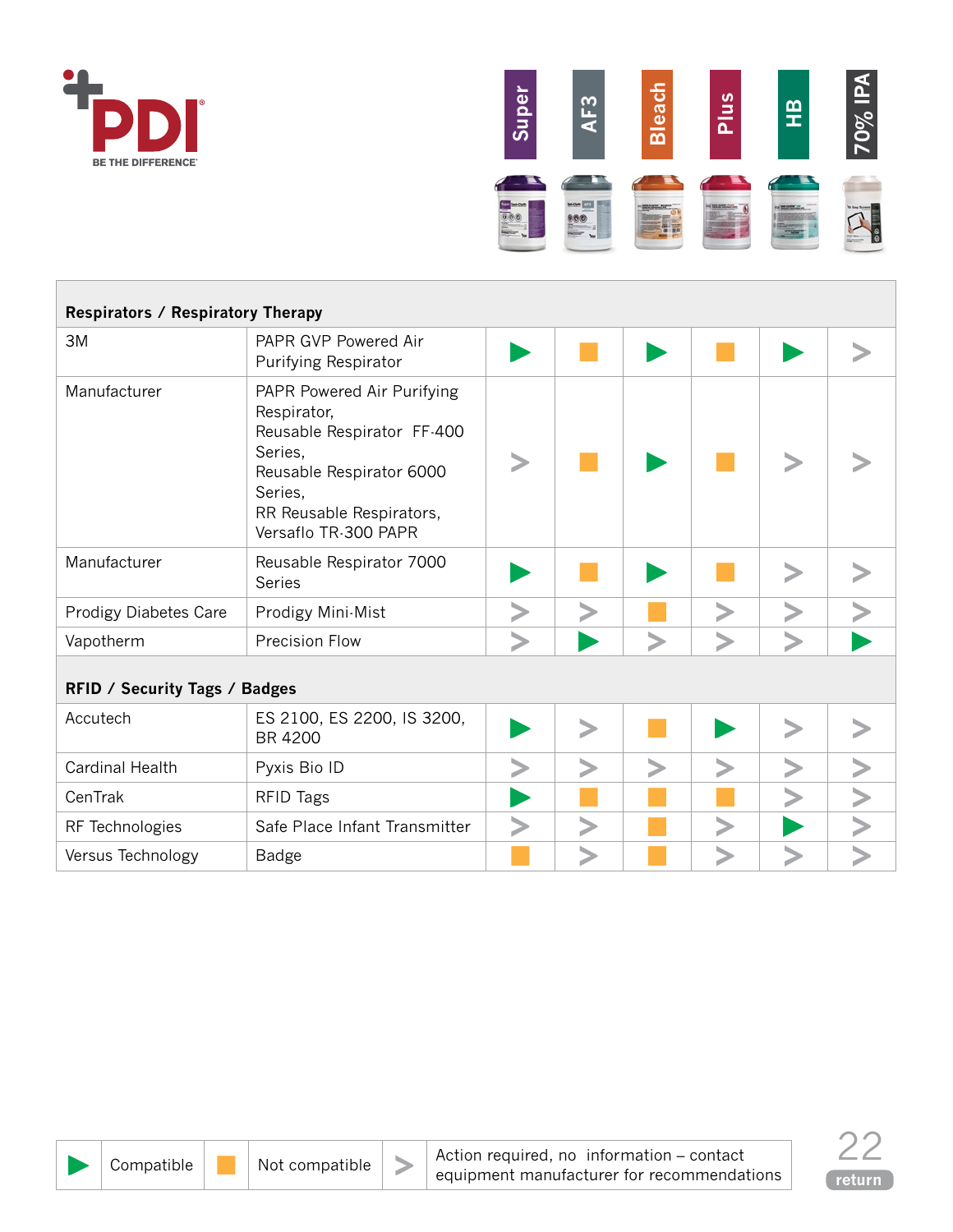| | | Super | AF3 | Bleach | Plus | HB | 70% IPA |
|---|---|---|---|---|---|---|---|
| **Respirators / Respiratory Therapy** | | | | | | | |
| 3M | PAPR GVP Powered Air Purifying Respirator | Compatible | Not compatible | Compatible | Not compatible | Compatible | Action required |
| Manufacturer | PAPR Powered Air Purifying Respirator, Reusable Respirator FF-400 Series, Reusable Respirator 6000 Series, RR Reusable Respirators, Versaflo TR-300 PAPR | Action required | Not compatible | Compatible | Not compatible | Action required | Action required |
| Manufacturer | Reusable Respirator 7000 Series | Compatible | Not compatible | Compatible | Not compatible | Action required | Action required |
| Prodigy Diabetes Care | Prodigy Mini-Mist | Action required | Action required | Not compatible | Action required | Action required | Action required |
| Vapotherm | Precision Flow | Action required | Compatible | Action required | Action required | Action required | Compatible |
| **RFID / Security Tags / Badges** | | | | | | | |
| Accutech | ES 2100, ES 2200, IS 3200, BR 4200 | Compatible | Action required | Not compatible | Compatible | Action required | Action required |
| Cardinal Health | Pyxis Bio ID | Action required | Action required | Action required | Action required | Action required | Action required |
| CenTrak | RFID Tags | Compatible | Not compatible | Not compatible | Not compatible | Action required | Action required |
| RF Technologies | Safe Place Infant Transmitter | Action required | Action required | Not compatible | Action required | Compatible | Action required |
| Versus Technology | Badge | Not compatible | Action required | Not compatible | Action required | Action required | Action required |

| ▶ | Compatible | ■ | Not compatible | > | Action required, no information – contact equipment manufacturer for recommendations |
|---|---|---|---|---|---|

return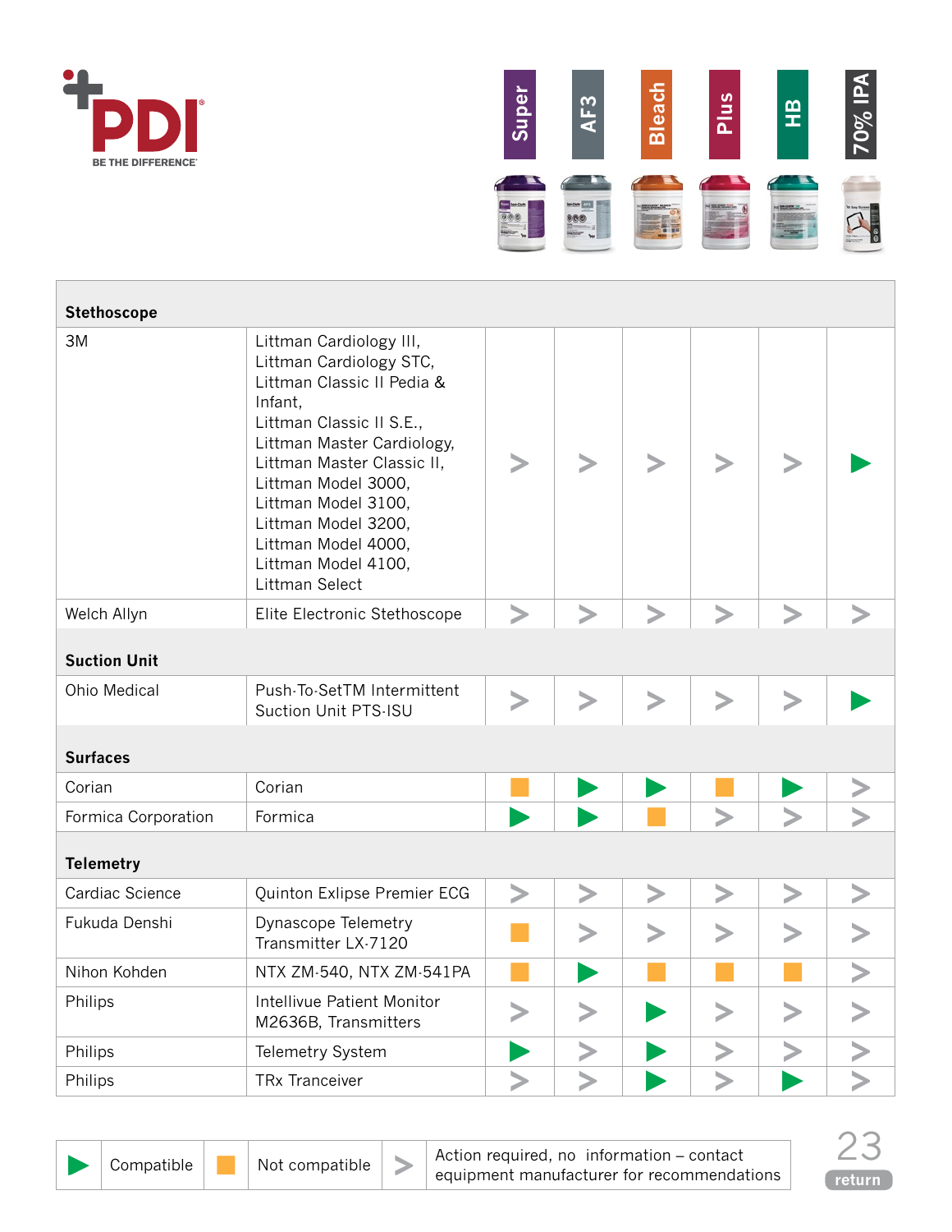| | | Super | AF3 | Bleach | Plus | HB | 70% IPA |
|---|---|---|---|---|---|---|---|
| **Stethoscope** | | | | | | | |
| 3M | Littman Cardiology III, Littman Cardiology STC, Littman Classic II Pedia & Infant, Littman Classic II S.E., Littman Master Cardiology, Littman Master Classic II, Littman Model 3000, Littman Model 3100, Littman Model 3200, Littman Model 4000, Littman Model 4100, Littman Select | Action required | Action required | Action required | Action required | Action required | Compatible |
| Welch Allyn | Elite Electronic Stethoscope | Action required | Action required | Action required | Action required | Action required | Action required |
| **Suction Unit** | | | | | | | |
| Ohio Medical | Push-To-SetTM Intermittent Suction Unit PTS-ISU | Action required | Action required | Action required | Action required | Action required | Compatible |
| **Surfaces** | | | | | | | |
| Corian | Corian | Not compatible | Compatible | Compatible | Not compatible | Compatible | Action required |
| Formica Corporation | Formica | Compatible | Compatible | Not compatible | Action required | Action required | Action required |
| **Telemetry** | | | | | | | |
| Cardiac Science | Quinton Explipse Premier ECG | Action required | Action required | Action required | Action required | Action required | Action required |
| Fukuda Denshi | Dynascope Telemetry Transmitter LX-7120 | Not compatible | Action required | Action required | Action required | Action required | Action required |
| Nihon Kohden | NTX ZM-540, NTX ZM-541PA | Not compatible | Compatible | Not compatible | Not compatible | Not compatible | Action required |
| Philips | Intellivue Patient Monitor M2636B, Transmitters | Action required | Action required | Compatible | Action required | Action required | Action required |
| Philips | Telemetry System | Compatible | Action required | Compatible | Action required | Action required | Action required |
| Philips | TRx Tranceiver | Action required | Action required | Compatible | Action required | Compatible | Action required |

| | |
|---|---|
| ▶ | Compatible |
| ■ | Not compatible |
| > | Action required, no information – contact equipment manufacturer for recommendations |

return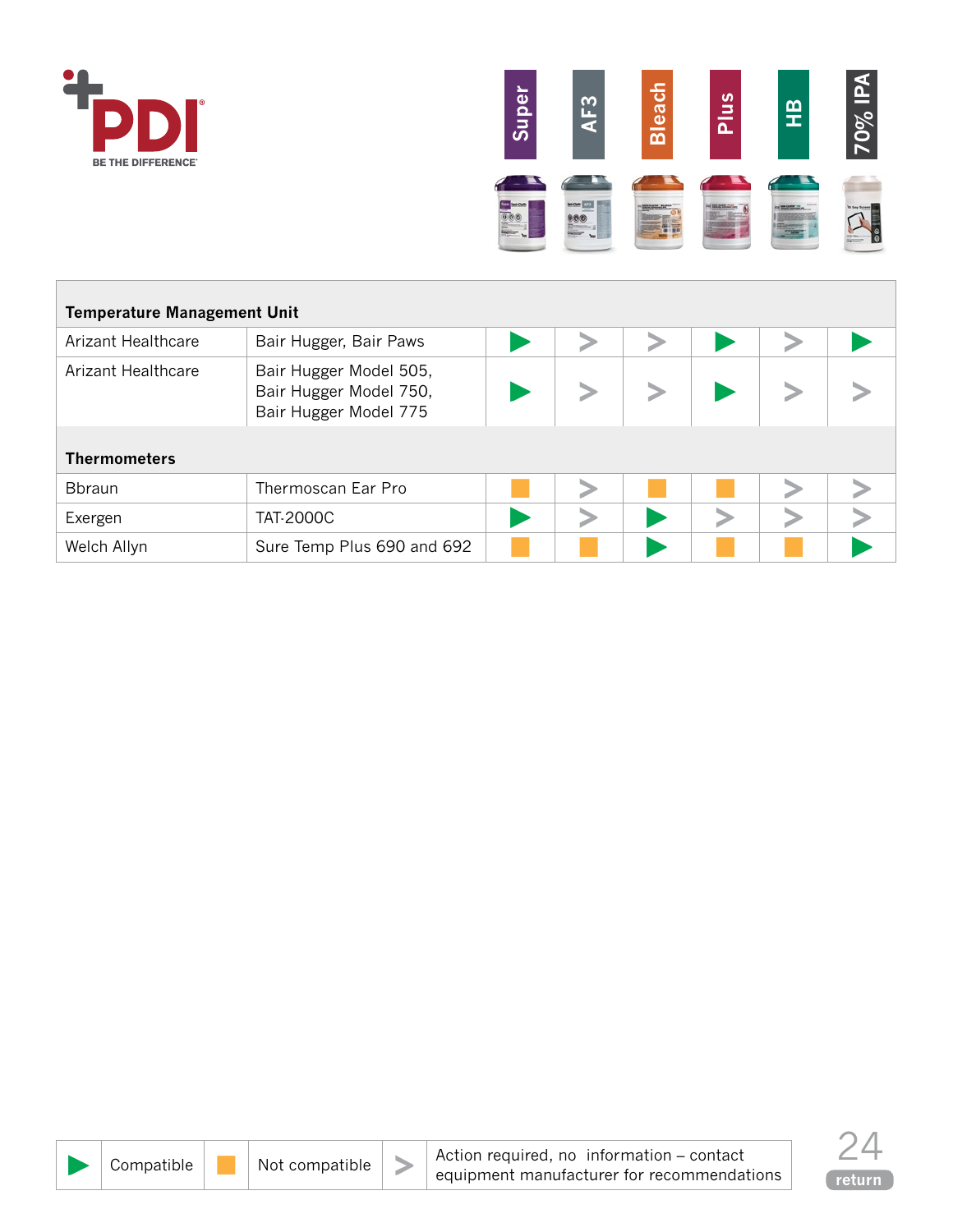| | | Super | AF3 | Bleach | Plus | HB | 70% IPA |
|---|---|---|---|---|---|---|---|
| **Temperature Management Unit** | | | | | | | |
| Arizant Healthcare | Bair Hugger, Bair Paws | ▶ | > | > | ▶ | > | ▶ |
| Arizant Healthcare | Bair Hugger Model 505, Bair Hugger Model 750, Bair Hugger Model 775 | ▶ | > | > | ▶ | > | > |
| **Thermometers** | | | | | | | |
| Bbraun | Thermoscan Ear Pro | ■ | > | ■ | ■ | > | > |
| Exergen | TAT-2000C | ▶ | > | ▶ | > | > | > |
| Welch Allyn | Sure Temp Plus 690 and 692 | ■ | ■ | ▶ | ■ | ■ | ▶ |

| ▶ | Compatible | ■ | Not compatible | > | Action required, no information – contact equipment manufacturer for recommendations |
|---|---|---|---|---|---|

return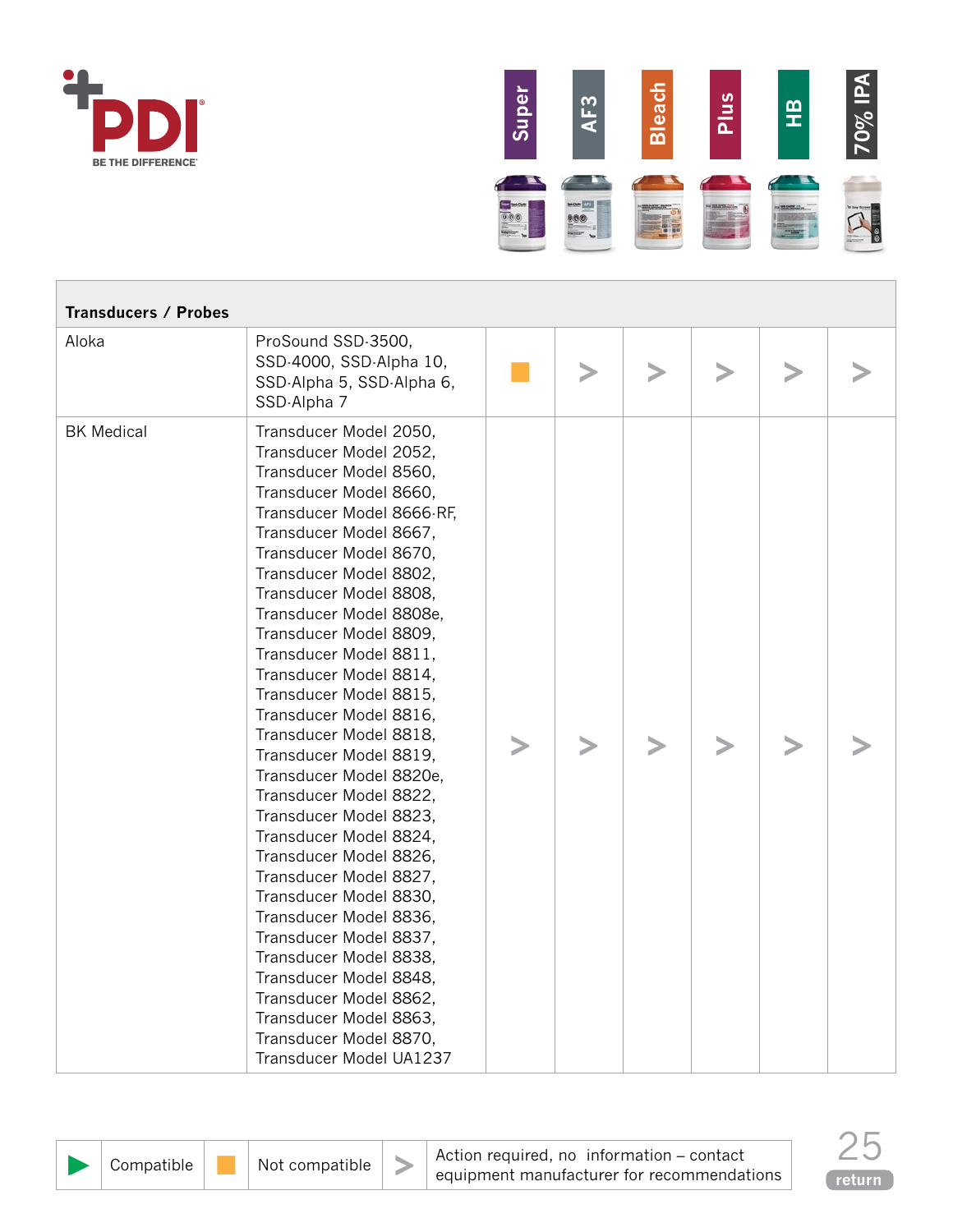| Transducers / Probes | | Super | AF3 | Bleach | Plus | HB | 70% IPA |
|---|---|---|---|---|---|---|---|
| Aloka | ProSound SSD-3500, SSD-4000, SSD-Alpha 10, SSD-Alpha 5, SSD-Alpha 6, SSD-Alpha 7 | ■ | > | > | > | > | > |
| BK Medical | Transducer Model 2050, Transducer Model 2052, Transducer Model 8560, Transducer Model 8660, Transducer Model 8666-RF, Transducer Model 8667, Transducer Model 8670, Transducer Model 8802, Transducer Model 8808, Transducer Model 8808e, Transducer Model 8809, Transducer Model 8811, Transducer Model 8814, Transducer Model 8815, Transducer Model 8816, Transducer Model 8818, Transducer Model 8819, Transducer Model 8820e, Transducer Model 8822, Transducer Model 8823, Transducer Model 8824, Transducer Model 8826, Transducer Model 8827, Transducer Model 8830, Transducer Model 8836, Transducer Model 8837, Transducer Model 8838, Transducer Model 8848, Transducer Model 8862, Transducer Model 8863, Transducer Model 8870, Transducer Model UA1237 | > | > | > | > | > | > |

| ▶ | Compatible | ■ | Not compatible | > | Action required, no information – contact equipment manufacturer for recommendations |
|---|---|---|---|---|---|

return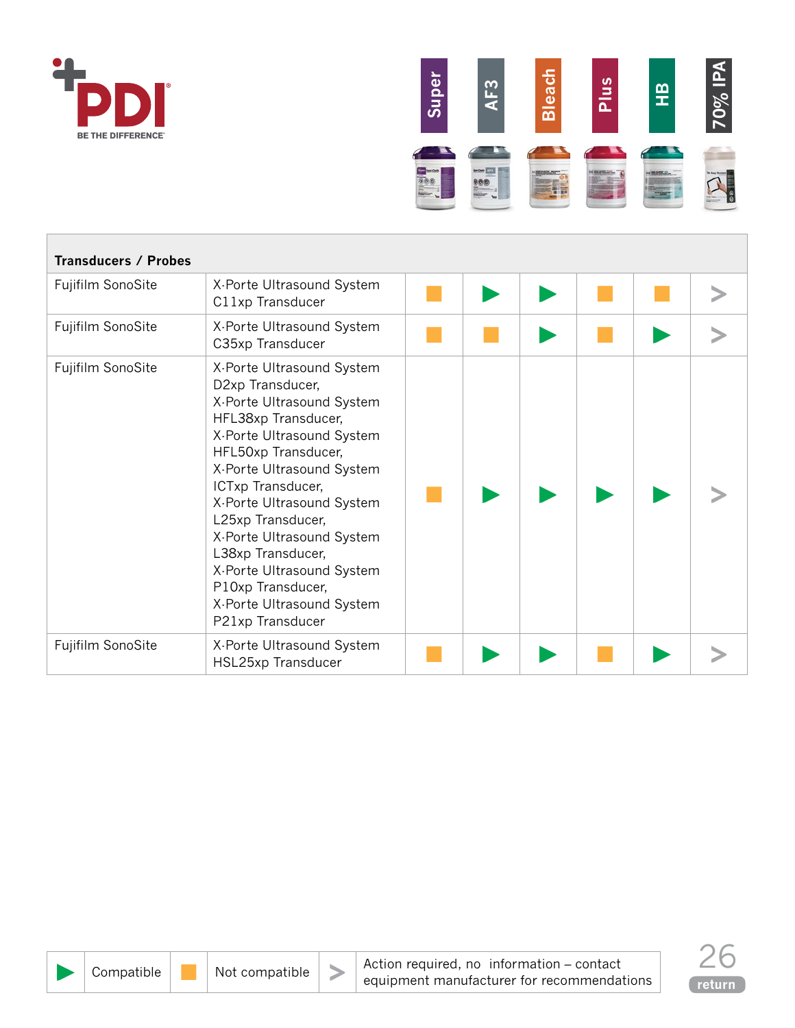| Transducers / Probes | | Super | AF3 | Bleach | Plus | HB | 70% IPA |
|---|---|---|---|---|---|---|---|
| Fujifilm SonoSite | X-Porte Ultrasound System C11xp Transducer | Not compatible | Compatible | Compatible | Not compatible | Not compatible | Action required |
| Fujifilm SonoSite | X-Porte Ultrasound System C35xp Transducer | Not compatible | Not compatible | Compatible | Not compatible | Compatible | Action required |
| Fujifilm SonoSite | X-Porte Ultrasound System D2xp Transducer, X-Porte Ultrasound System HFL38xp Transducer, X-Porte Ultrasound System HFL50xp Transducer, X-Porte Ultrasound System ICTxp Transducer, X-Porte Ultrasound System L25xp Transducer, X-Porte Ultrasound System L38xp Transducer, X-Porte Ultrasound System P10xp Transducer, X-Porte Ultrasound System P21xp Transducer | Not compatible | Compatible | Compatible | Compatible | Compatible | Action required |
| Fujifilm SonoSite | X-Porte Ultrasound System HSL25xp Transducer | Not compatible | Compatible | Compatible | Not compatible | Compatible | Action required |

| ▶ | Compatible | ■ | Not compatible | > | Action required, no information – contact equipment manufacturer for recommendations |
|---|---|---|---|---|---|

return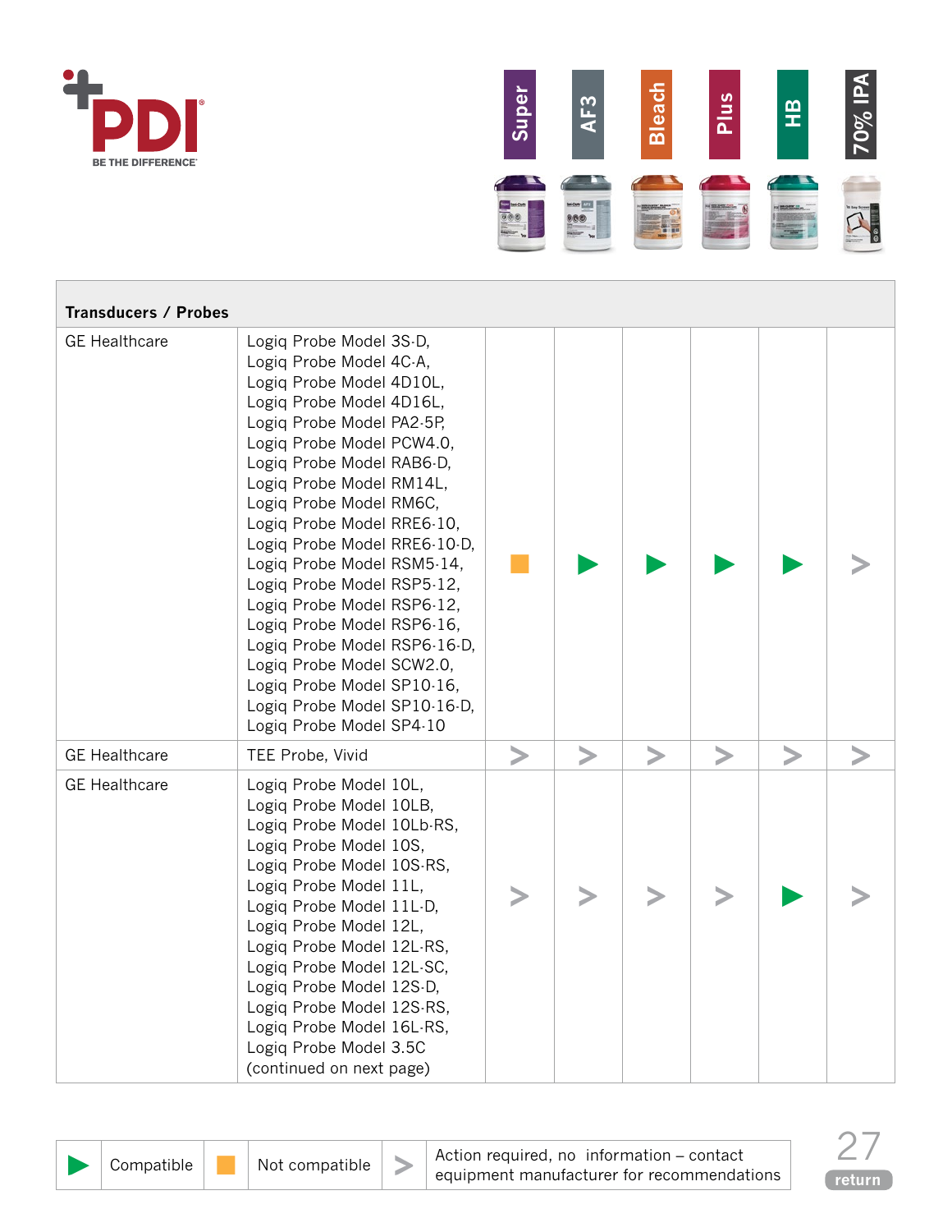| Transducers / Probes | | Super | AF3 | Bleach | Plus | HB | 70% IPA |
|---|---|---|---|---|---|---|---|
| GE Healthcare | Logiq Probe Model 3S-D, Logiq Probe Model 4C-A, Logiq Probe Model 4D10L, Logiq Probe Model 4D16L, Logiq Probe Model PA2-5P, Logiq Probe Model PCW4.0, Logiq Probe Model RAB6-D, Logiq Probe Model RM14L, Logiq Probe Model RM6C, Logiq Probe Model RRE6-10, Logiq Probe Model RRE6-10-D, Logiq Probe Model RSM5-14, Logiq Probe Model RSP5-12, Logiq Probe Model RSP6-12, Logiq Probe Model RSP6-16, Logiq Probe Model RSP6-16-D, Logiq Probe Model SCW2.0, Logiq Probe Model SP10-16, Logiq Probe Model SP10-16-D, Logiq Probe Model SP4-10 | Not compatible | Compatible | Compatible | Compatible | Compatible | Action required |
| GE Healthcare | TEE Probe, Vivid | Action required | Action required | Action required | Action required | Action required | Action required |
| GE Healthcare | Logiq Probe Model 10L, Logiq Probe Model 10LB, Logiq Probe Model 10Lb-RS, Logiq Probe Model 10S, Logiq Probe Model 10S-RS, Logiq Probe Model 11L, Logiq Probe Model 11L-D, Logiq Probe Model 12L, Logiq Probe Model 12L-RS, Logiq Probe Model 12L-SC, Logiq Probe Model 12S-D, Logiq Probe Model 12S-RS, Logiq Probe Model 16L-RS, Logiq Probe Model 3.5C (continued on next page) | Action required | Action required | Action required | Action required | Compatible | Action required |

Compatible | Not compatible | Action required, no information – contact equipment manufacturer for recommendations

return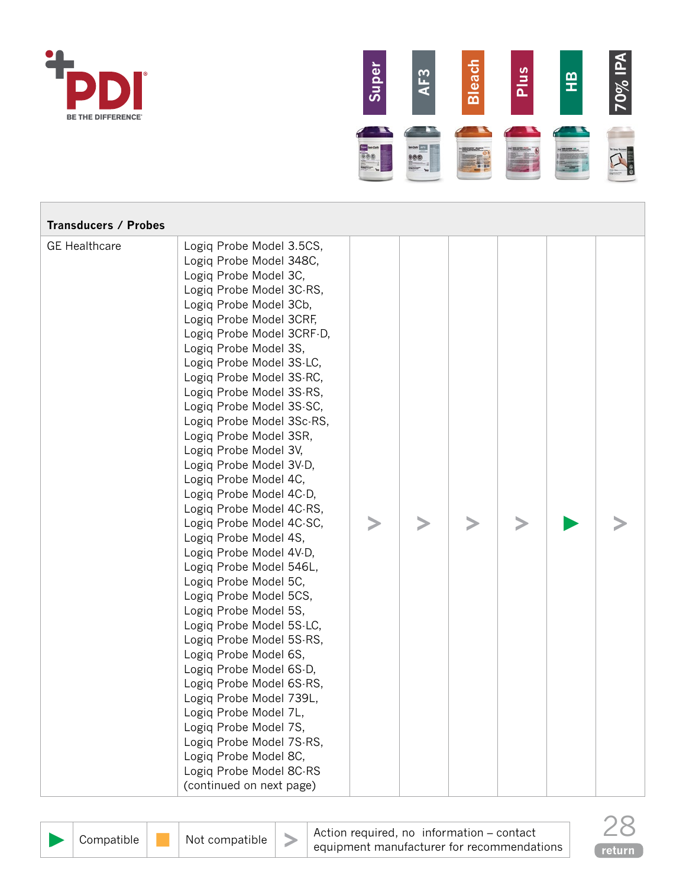| Transducers / Probes | | Super | AF3 | Bleach | Plus | HB | 70% IPA |
|---|---|---|---|---|---|---|---|
| GE Healthcare | Logiq Probe Model 3.5CS, Logiq Probe Model 348C, Logiq Probe Model 3C, Logiq Probe Model 3C-RS, Logiq Probe Model 3Cb, Logiq Probe Model 3CRF, Logiq Probe Model 3CRF-D, Logiq Probe Model 3S, Logiq Probe Model 3S-LC, Logiq Probe Model 3S-RC, Logiq Probe Model 3S-RS, Logiq Probe Model 3S-SC, Logiq Probe Model 3Sc-RS, Logiq Probe Model 3SR, Logiq Probe Model 3V, Logiq Probe Model 3V-D, Logiq Probe Model 4C, Logiq Probe Model 4C-D, Logiq Probe Model 4C-RS, Logiq Probe Model 4C-SC, Logiq Probe Model 4S, Logiq Probe Model 4V-D, Logiq Probe Model 546L, Logiq Probe Model 5C, Logiq Probe Model 5CS, Logiq Probe Model 5S, Logiq Probe Model 5S-LC, Logiq Probe Model 5S-RS, Logiq Probe Model 6S, Logiq Probe Model 6S-D, Logiq Probe Model 6S-RS, Logiq Probe Model 739L, Logiq Probe Model 7L, Logiq Probe Model 7S, Logiq Probe Model 7S-RS, Logiq Probe Model 8C, Logiq Probe Model 8C-RS (continued on next page) | > | > | > | > | ▶ | > |

| ▶ | Compatible | ■ | Not compatible | > | Action required, no information – contact equipment manufacturer for recommendations |
|---|---|---|---|---|---|

return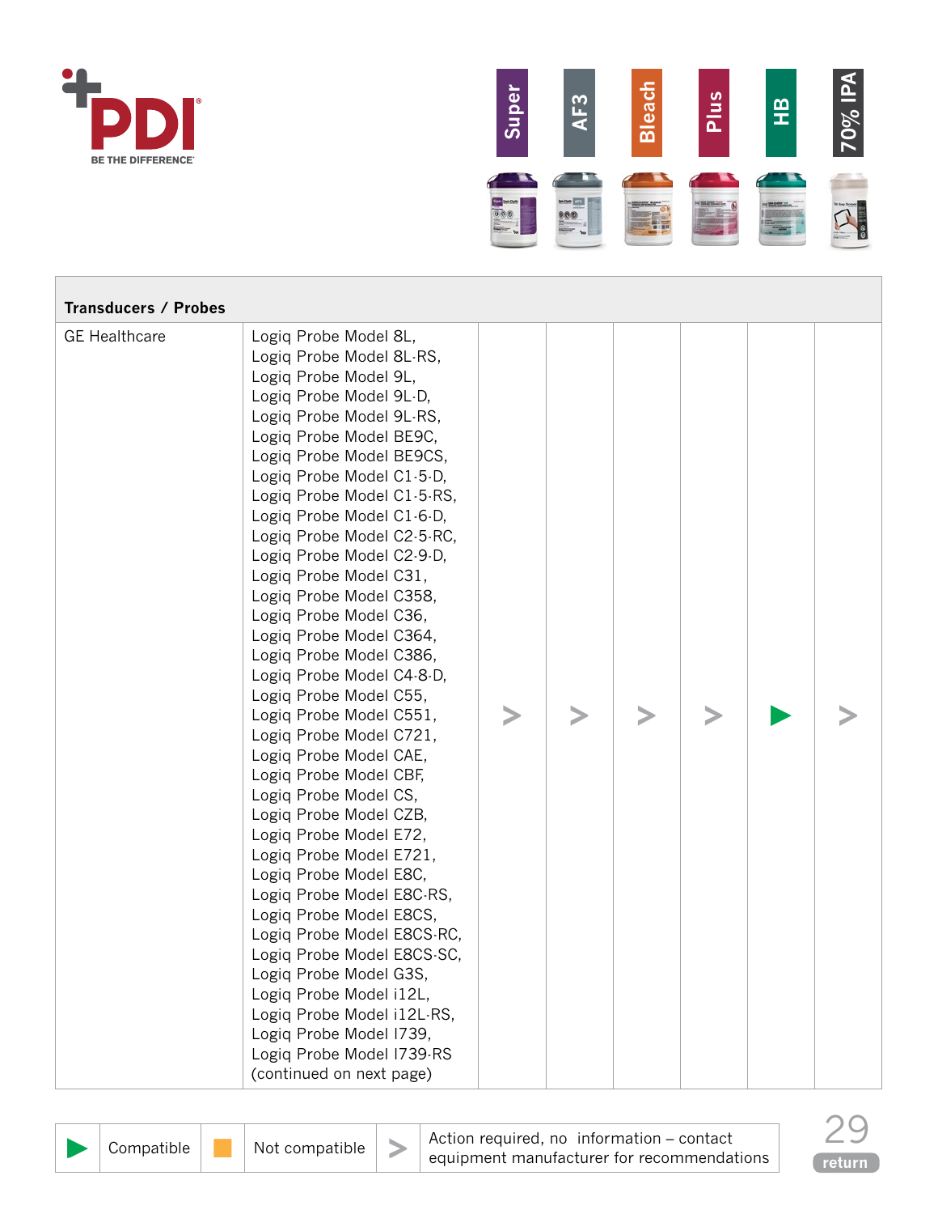| Transducers / Probes | | Super | AF3 | Bleach | Plus | HB | 70% IPA |
|---|---|---|---|---|---|---|---|
| GE Healthcare | Logiq Probe Model 8L, Logiq Probe Model 8L-RS, Logiq Probe Model 9L, Logiq Probe Model 9L-D, Logiq Probe Model 9L-RS, Logiq Probe Model BE9C, Logiq Probe Model BE9CS, Logiq Probe Model C1-5-D, Logiq Probe Model C1-5-RS, Logiq Probe Model C1-6-D, Logiq Probe Model C2-5-RC, Logiq Probe Model C2-9-D, Logiq Probe Model C31, Logiq Probe Model C358, Logiq Probe Model C36, Logiq Probe Model C364, Logiq Probe Model C386, Logiq Probe Model C4-8-D, Logiq Probe Model C55, Logiq Probe Model C551, Logiq Probe Model C721, Logiq Probe Model CAE, Logiq Probe Model CBF, Logiq Probe Model CS, Logiq Probe Model CZB, Logiq Probe Model E72, Logiq Probe Model E721, Logiq Probe Model E8C, Logiq Probe Model E8C-RS, Logiq Probe Model E8CS, Logiq Probe Model E8CS-RC, Logiq Probe Model E8CS-SC, Logiq Probe Model G3S, Logiq Probe Model i12L, Logiq Probe Model i12L-RS, Logiq Probe Model I739, Logiq Probe Model I739-RS (continued on next page) | > | > | > | > | ▶ | > |

| ▶ | Compatible | ■ | Not compatible | > | Action required, no information – contact equipment manufacturer for recommendations |
|---|---|---|---|---|---|

return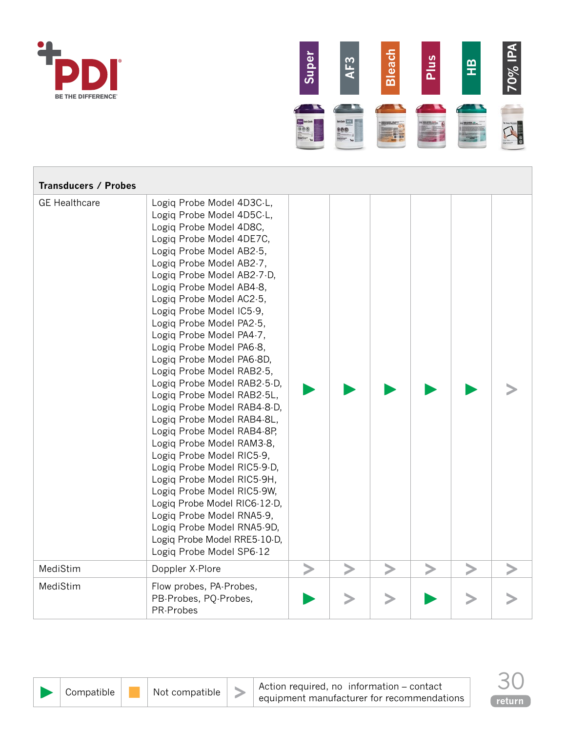| Transducers / Probes | | Super | AF3 | Bleach | Plus | HB | 70% IPA |
|---|---|---|---|---|---|---|---|
| GE Healthcare | Logiq Probe Model 4D3C-L, Logiq Probe Model 4D5C-L, Logiq Probe Model 4D8C, Logiq Probe Model 4DE7C, Logiq Probe Model AB2-5, Logiq Probe Model AB2-7, Logiq Probe Model AB2-7-D, Logiq Probe Model AB4-8, Logiq Probe Model AC2-5, Logiq Probe Model IC5-9, Logiq Probe Model PA2-5, Logiq Probe Model PA4-7, Logiq Probe Model PA6-8, Logiq Probe Model PA6-8D, Logiq Probe Model RAB2-5, Logiq Probe Model RAB2-5-D, Logiq Probe Model RAB2-5L, Logiq Probe Model RAB4-8-D, Logiq Probe Model RAB4-8L, Logiq Probe Model RAB4-8P, Logiq Probe Model RAM3-8, Logiq Probe Model RIC5-9, Logiq Probe Model RIC5-9-D, Logiq Probe Model RIC5-9H, Logiq Probe Model RIC5-9W, Logiq Probe Model RIC6-12-D, Logiq Probe Model RNA5-9, Logiq Probe Model RNA5-9D, Logiq Probe Model RRE5-10-D, Logiq Probe Model SP6-12 | ▶ | ▶ | ▶ | ▶ | ▶ | > |
| MediStim | Doppler X-Plore | > | > | > | > | > | > |
| MediStim | Flow probes, PA-Probes, PB-Probes, PQ-Probes, PR-Probes | ▶ | > | > | ▶ | > | > |

| ▶ | Compatible | ■ | Not compatible | > | Action required, no information – contact equipment manufacturer for recommendations |
|---|---|---|---|---|---|

return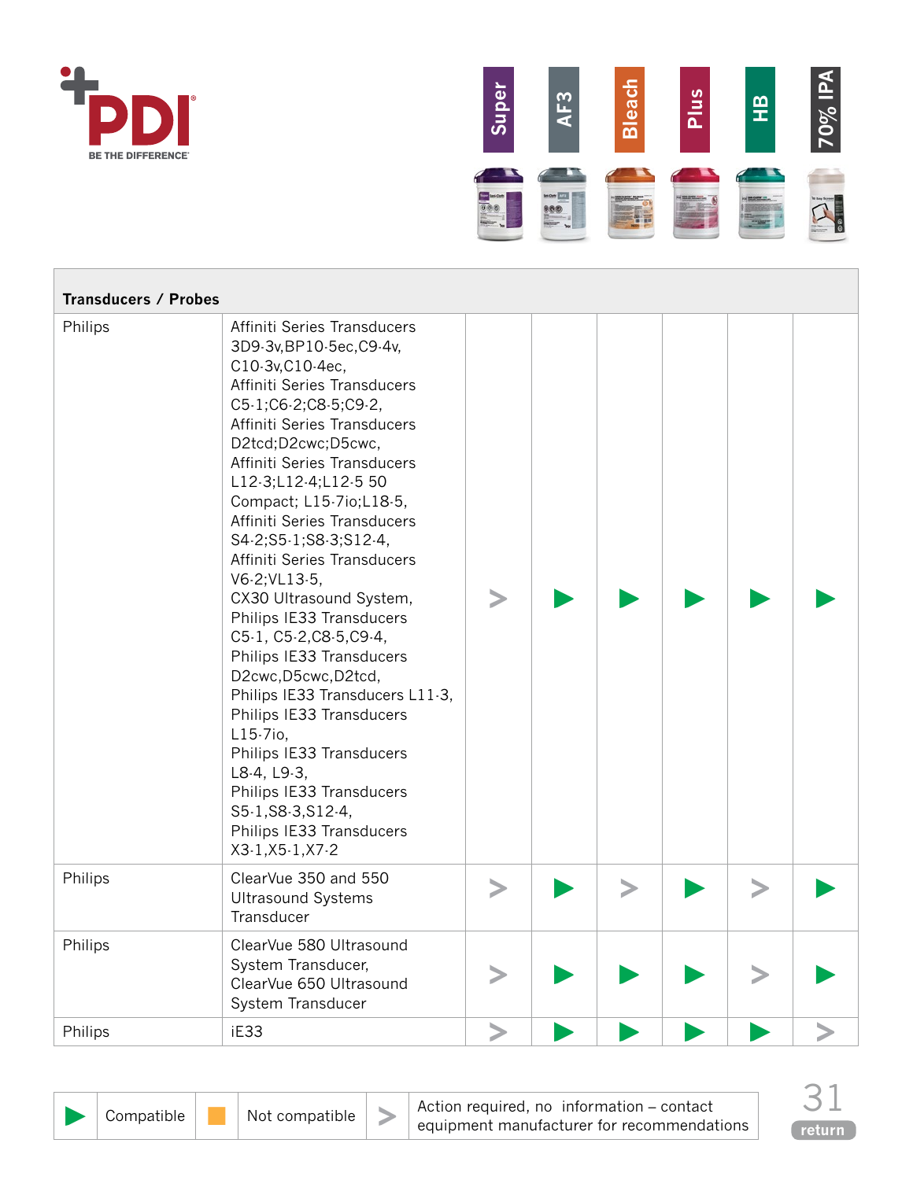PDI

BE THE DIFFERENCE

| Transducers / Probes | | Super | AF3 | Bleach | Plus | HB | 70% IPA |
|---|---|---|---|---|---|---|---|
| Philips | Affiniti Series Transducers 3D9-3v,BP10-5ec,C9-4v, C10-3v,C10-4ec, Affiniti Series Transducers C5-1;C6-2;C8-5;C9-2, Affiniti Series Transducers D2tcd;D2cwc;D5cwc, Affiniti Series Transducers L12-3;L12-4;L12-5 50 Compact; L15-7io;L18-5, Affiniti Series Transducers S4-2;S5-1;S8-3;S12-4, Affiniti Series Transducers V6-2;VL13-5, CX30 Ultrasound System, Philips IE33 Transducers C5-1, C5-2,C8-5,C9-4, Philips IE33 Transducers D2cwc,D5cwc,D2tcd, Philips IE33 Transducers L11-3, Philips IE33 Transducers L15-7io, Philips IE33 Transducers L8-4, L9-3, Philips IE33 Transducers S5-1,S8-3,S12-4, Philips IE33 Transducers X3-1,X5-1,X7-2 | > | ▶ | ▶ | ▶ | ▶ | ▶ |
| Philips | ClearVue 350 and 550 Ultrasound Systems Transducer | > | ▶ | > | ▶ | > | ▶ |
| Philips | ClearVue 580 Ultrasound System Transducer, ClearVue 650 Ultrasound System Transducer | > | ▶ | ▶ | ▶ | > | ▶ |
| Philips | iE33 | > | ▶ | ▶ | ▶ | ▶ | > |

| ▶ | Compatible | ■ | Not compatible | > | Action required, no information – contact equipment manufacturer for recommendations |
|---|---|---|---|---|---|

return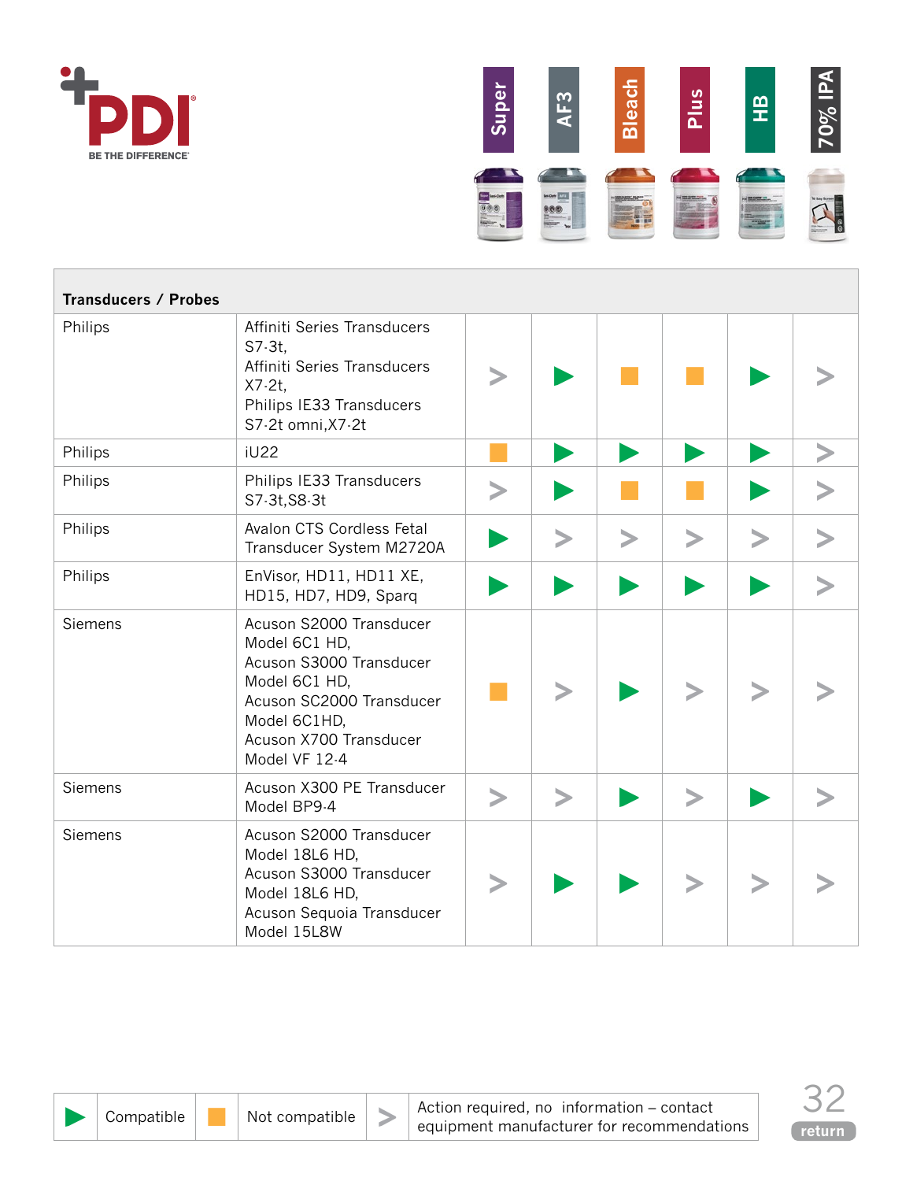| Transducers / Probes | | Super | AF3 | Bleach | Plus | HB | 70% IPA |
|---|---|---|---|---|---|---|---|
| Philips | Affiniti Series Transducers S7-3t, Affiniti Series Transducers X7-2t, Philips IE33 Transducers S7-2t omni,X7-2t | > | ▶ | ■ | ■ | ▶ | > |
| Philips | iU22 | ■ | ▶ | ▶ | ▶ | ▶ | > |
| Philips | Philips IE33 Transducers S7-3t,S8-3t | > | ▶ | ■ | ■ | ▶ | > |
| Philips | Avalon CTS Cordless Fetal Transducer System M2720A | ▶ | > | > | > | > | > |
| Philips | EnVisor, HD11, HD11 XE, HD15, HD7, HD9, Sparq | ▶ | ▶ | ▶ | ▶ | ▶ | > |
| Siemens | Acuson S2000 Transducer Model 6C1 HD, Acuson S3000 Transducer Model 6C1 HD, Acuson SC2000 Transducer Model 6C1HD, Acuson X700 Transducer Model VF 12-4 | ■ | > | ▶ | > | > | > |
| Siemens | Acuson X300 PE Transducer Model BP9-4 | > | > | ▶ | > | ▶ | > |
| Siemens | Acuson S2000 Transducer Model 18L6 HD, Acuson S3000 Transducer Model 18L6 HD, Acuson Sequoia Transducer Model 15L8W | > | ▶ | ▶ | > | > | > |

| ▶ | Compatible | ■ | Not compatible | > | Action required, no information – contact equipment manufacturer for recommendations |
|---|---|---|---|---|---|

return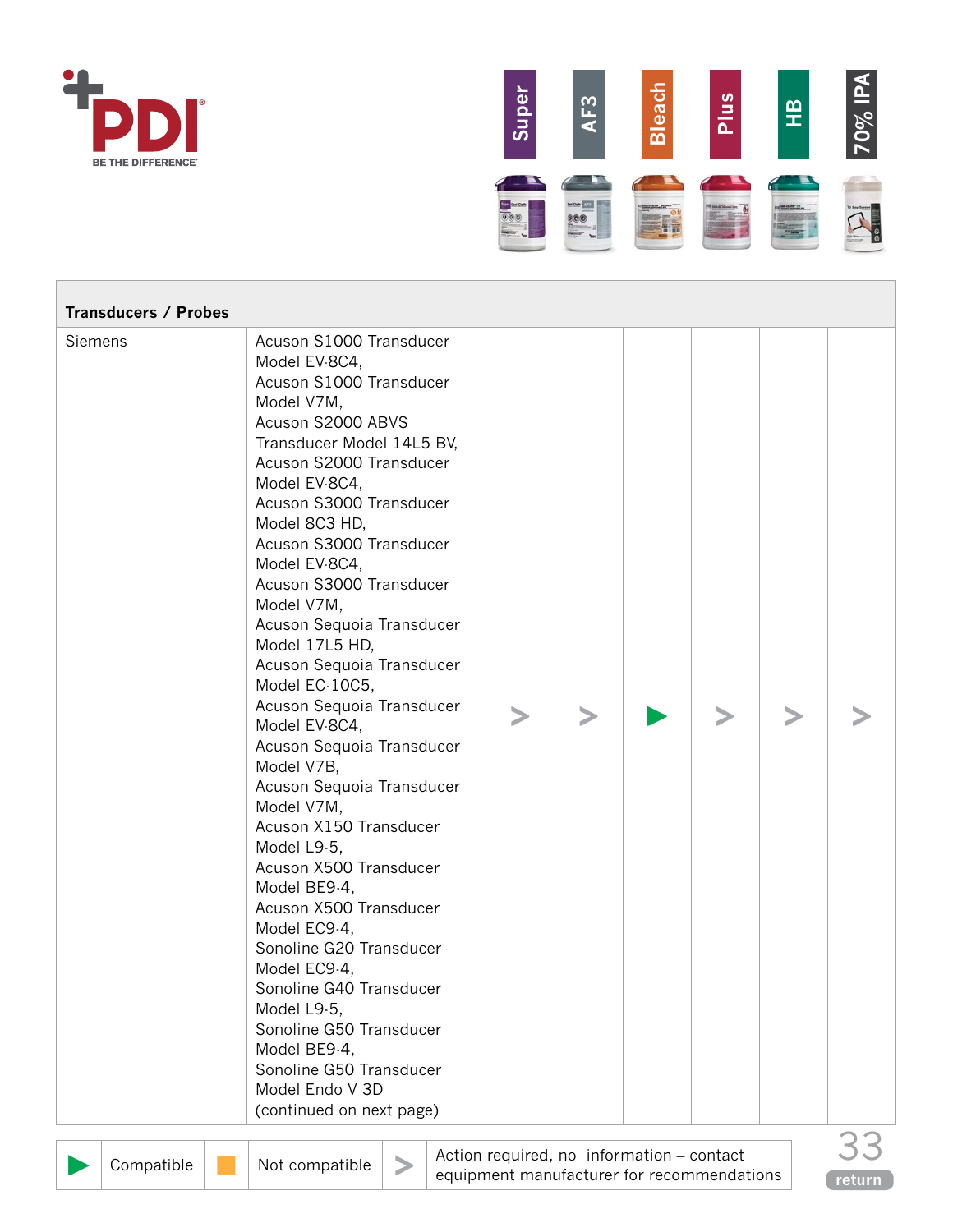| Transducers / Probes | | Super | AF3 | Bleach | Plus | HB | 70% IPA |
|---|---|---|---|---|---|---|---|
| Siemens | Acuson S1000 Transducer Model EV-8C4, Acuson S1000 Transducer Model V7M, Acuson S2000 ABVS Transducer Model 14L5 BV, Acuson S2000 Transducer Model EV-8C4, Acuson S3000 Transducer Model 8C3 HD, Acuson S3000 Transducer Model EV-8C4, Acuson S3000 Transducer Model V7M, Acuson Sequoia Transducer Model 17L5 HD, Acuson Sequoia Transducer Model EC-10C5, Acuson Sequoia Transducer Model EV-8C4, Acuson Sequoia Transducer Model V7B, Acuson Sequoia Transducer Model V7M, Acuson X150 Transducer Model L9-5, Acuson X500 Transducer Model BE9-4, Acuson X500 Transducer Model EC9-4, Sonoline G20 Transducer Model EC9-4, Sonoline G40 Transducer Model L9-5, Sonoline G50 Transducer Model BE9-4, Sonoline G50 Transducer Model Endo V 3D (continued on next page) | > | > | ▶ | > | > | > |

| ▶ | Compatible | ■ | Not compatible | > | Action required, no information – contact equipment manufacturer for recommendations |
|---|---|---|---|---|---|

return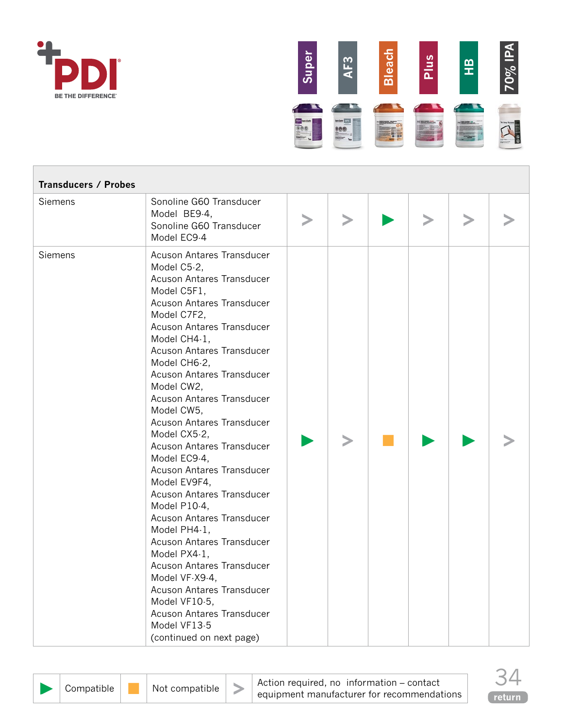| Transducers / Probes | | Super | AF3 | Bleach | Plus | HB | 70% IPA |
|---|---|---|---|---|---|---|---|
| Siemens | Sonoline G60 Transducer Model BE9-4, Sonoline G60 Transducer Model EC9-4 | > | > | ▶ | > | > | > |
| Siemens | Acuson Antares Transducer Model C5-2, Acuson Antares Transducer Model C5F1, Acuson Antares Transducer Model C7F2, Acuson Antares Transducer Model CH4-1, Acuson Antares Transducer Model CH6-2, Acuson Antares Transducer Model CW2, Acuson Antares Transducer Model CW5, Acuson Antares Transducer Model CX5-2, Acuson Antares Transducer Model EC9-4, Acuson Antares Transducer Model EV9F4, Acuson Antares Transducer Model P10-4, Acuson Antares Transducer Model PH4-1, Acuson Antares Transducer Model PX4-1, Acuson Antares Transducer Model VF-X9-4, Acuson Antares Transducer Model VF10-5, Acuson Antares Transducer Model VF13-5 (continued on next page) | ▶ | > | ■ | ▶ | ▶ | > |

| ▶ | Compatible | ■ | Not compatible | > | Action required, no information – contact equipment manufacturer for recommendations |
|---|---|---|---|---|---|

return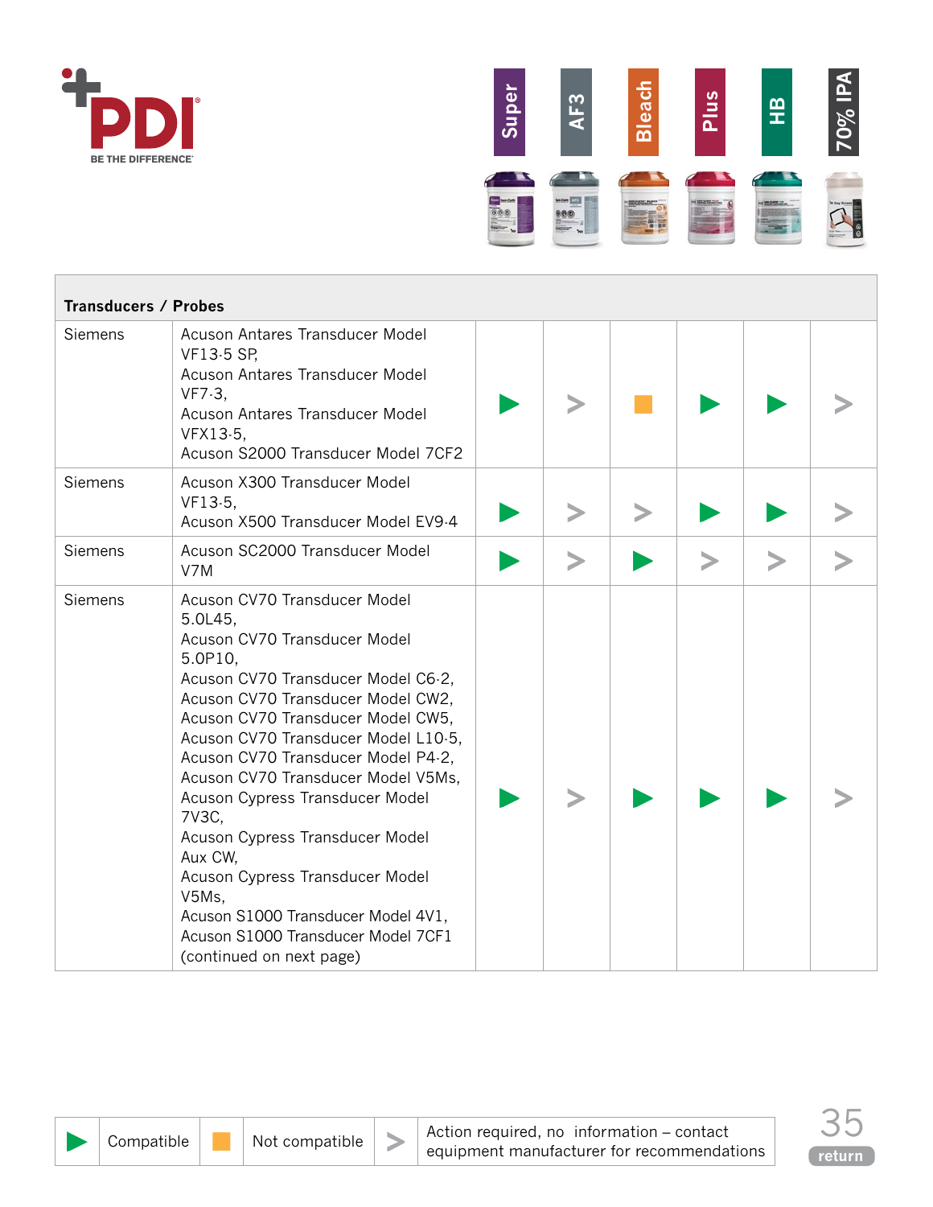**PDI** BE THE DIFFERENCE

| Transducers / Probes | | Super | AF3 | Bleach | Plus | HB | 70% IPA |
|---|---|---|---|---|---|---|---|
| Siemens | Acuson Antares Transducer Model VF13-5 SP, Acuson Antares Transducer Model VF7-3, Acuson Antares Transducer Model VFX13-5, Acuson S2000 Transducer Model 7CF2 | ▶ | > | ■ | ▶ | ▶ | > |
| Siemens | Acuson X300 Transducer Model VF13-5, Acuson X500 Transducer Model EV9-4 | ▶ | > | > | ▶ | ▶ | > |
| Siemens | Acuson SC2000 Transducer Model V7M | ▶ | > | ▶ | > | > | > |
| Siemens | Acuson CV70 Transducer Model 5.0L45, Acuson CV70 Transducer Model 5.0P10, Acuson CV70 Transducer Model C6-2, Acuson CV70 Transducer Model CW2, Acuson CV70 Transducer Model CW5, Acuson CV70 Transducer Model L10-5, Acuson CV70 Transducer Model P4-2, Acuson CV70 Transducer Model V5Ms, Acuson Cypress Transducer Model 7V3C, Acuson Cypress Transducer Model Aux CW, Acuson Cypress Transducer Model V5Ms, Acuson S1000 Transducer Model 4V1, Acuson S1000 Transducer Model 7CF1 (continued on next page) | ▶ | > | ▶ | ▶ | ▶ | > |

| ▶ | Compatible | ■ | Not compatible | > | Action required, no information – contact equipment manufacturer for recommendations |
|---|---|---|---|---|---|

return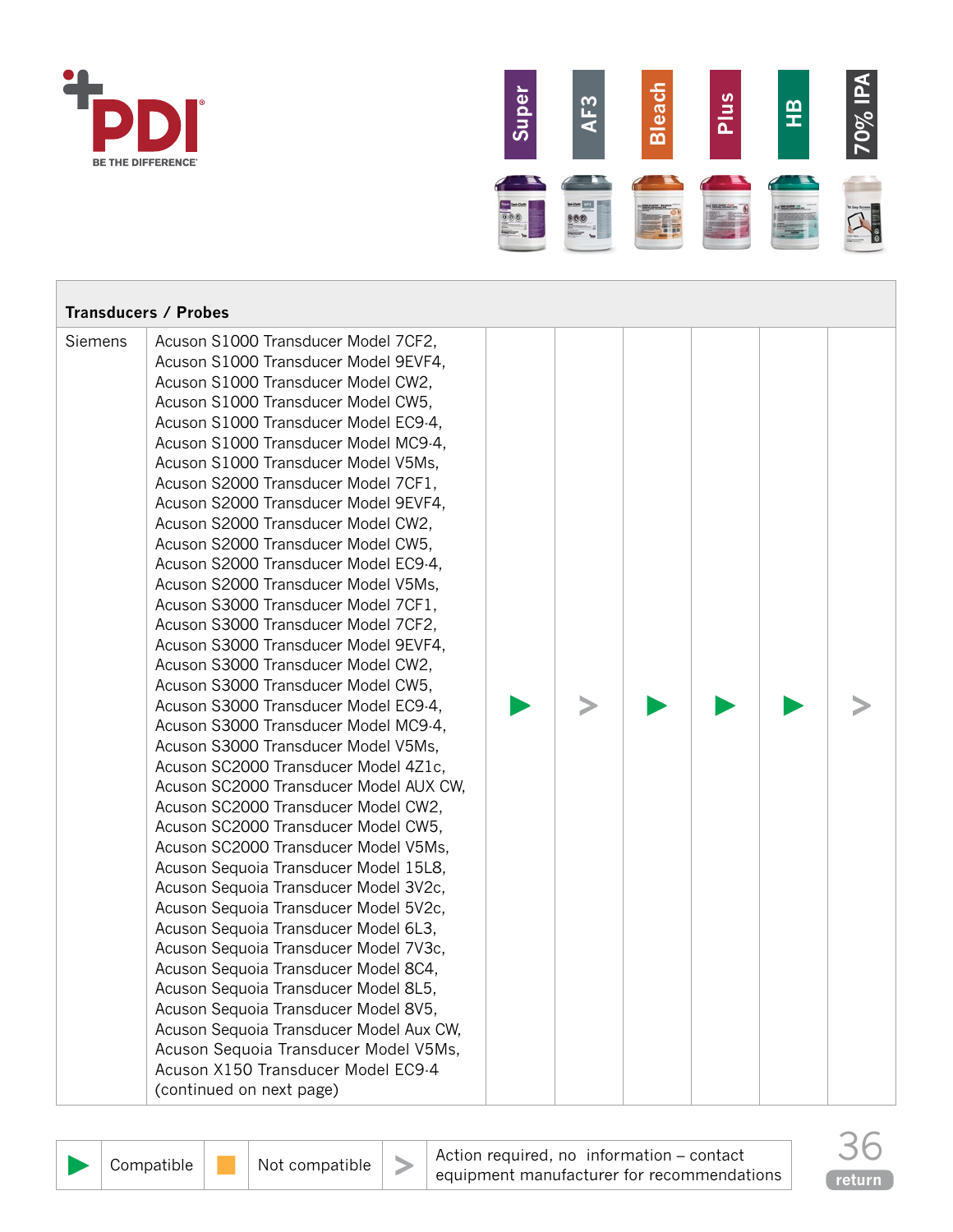| Transducers / Probes | | Super | AF3 | Bleach | Plus | HB | 70% IPA |
|---|---|---|---|---|---|---|---|
| Siemens | Acuson S1000 Transducer Model 7CF2, Acuson S1000 Transducer Model 9EVF4, Acuson S1000 Transducer Model CW2, Acuson S1000 Transducer Model CW5, Acuson S1000 Transducer Model EC9-4, Acuson S1000 Transducer Model MC9-4, Acuson S1000 Transducer Model V5Ms, Acuson S2000 Transducer Model 7CF1, Acuson S2000 Transducer Model 9EVF4, Acuson S2000 Transducer Model CW2, Acuson S2000 Transducer Model CW5, Acuson S2000 Transducer Model EC9-4, Acuson S2000 Transducer Model V5Ms, Acuson S3000 Transducer Model 7CF1, Acuson S3000 Transducer Model 7CF2, Acuson S3000 Transducer Model 9EVF4, Acuson S3000 Transducer Model CW2, Acuson S3000 Transducer Model CW5, Acuson S3000 Transducer Model EC9-4, Acuson S3000 Transducer Model MC9-4, Acuson S3000 Transducer Model V5Ms, Acuson SC2000 Transducer Model 4Z1c, Acuson SC2000 Transducer Model AUX CW, Acuson SC2000 Transducer Model CW2, Acuson SC2000 Transducer Model CW5, Acuson SC2000 Transducer Model V5Ms, Acuson Sequoia Transducer Model 15L8, Acuson Sequoia Transducer Model 3V2c, Acuson Sequoia Transducer Model 5V2c, Acuson Sequoia Transducer Model 6L3, Acuson Sequoia Transducer Model 7V3c, Acuson Sequoia Transducer Model 8C4, Acuson Sequoia Transducer Model 8L5, Acuson Sequoia Transducer Model 8V5, Acuson Sequoia Transducer Model Aux CW, Acuson Sequoia Transducer Model V5Ms, Acuson X150 Transducer Model EC9-4 (continued on next page) | ▶ | > | ▶ | ▶ | ▶ | > |

| ▶ | Compatible | ■ | Not compatible | > | Action required, no information – contact equipment manufacturer for recommendations |
|---|---|---|---|---|---|

return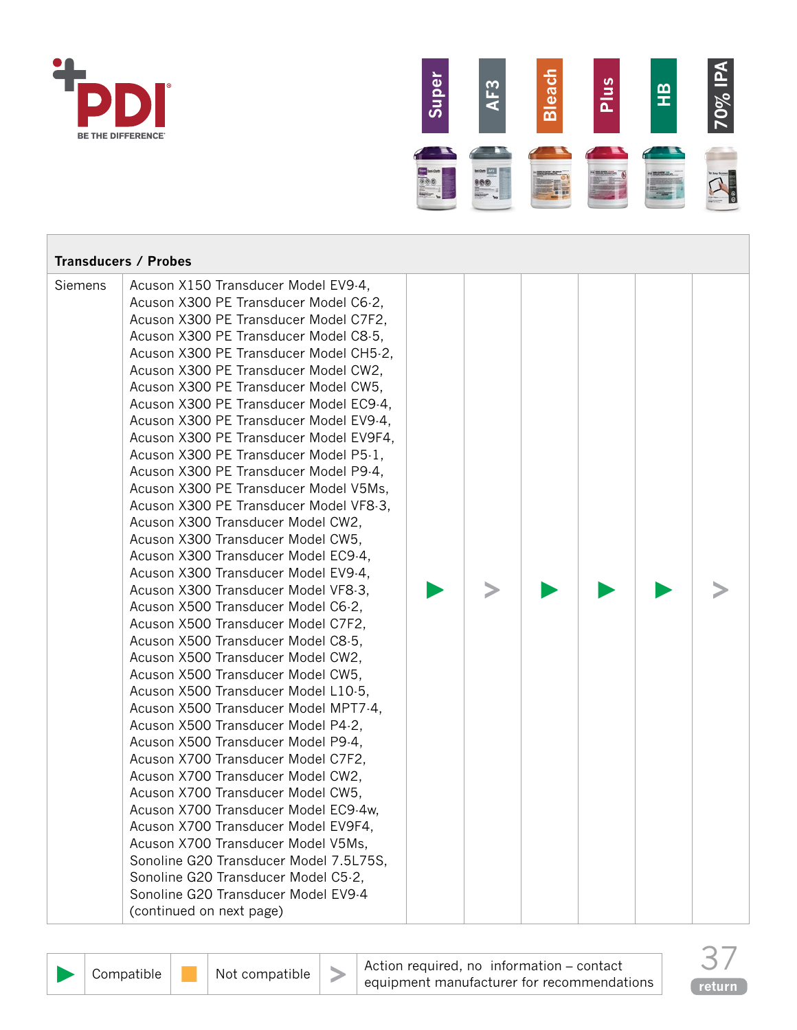| Transducers / Probes | | Super | AF3 | Bleach | Plus | HB | 70% IPA |
|---|---|---|---|---|---|---|---|
| Siemens | Acuson X150 Transducer Model EV9-4, Acuson X300 PE Transducer Model C6-2, Acuson X300 PE Transducer Model C7F2, Acuson X300 PE Transducer Model C8-5, Acuson X300 PE Transducer Model CH5-2, Acuson X300 PE Transducer Model CW2, Acuson X300 PE Transducer Model CW5, Acuson X300 PE Transducer Model EC9-4, Acuson X300 PE Transducer Model EV9-4, Acuson X300 PE Transducer Model EV9F4, Acuson X300 PE Transducer Model P5-1, Acuson X300 PE Transducer Model P9-4, Acuson X300 PE Transducer Model V5Ms, Acuson X300 PE Transducer Model VF8-3, Acuson X300 Transducer Model CW2, Acuson X300 Transducer Model CW5, Acuson X300 Transducer Model EC9-4, Acuson X300 Transducer Model EV9-4, Acuson X300 Transducer Model VF8-3, Acuson X500 Transducer Model C6-2, Acuson X500 Transducer Model C7F2, Acuson X500 Transducer Model C8-5, Acuson X500 Transducer Model CW2, Acuson X500 Transducer Model CW5, Acuson X500 Transducer Model L10-5, Acuson X500 Transducer Model MPT7-4, Acuson X500 Transducer Model P4-2, Acuson X500 Transducer Model P9-4, Acuson X700 Transducer Model C7F2, Acuson X700 Transducer Model CW2, Acuson X700 Transducer Model CW5, Acuson X700 Transducer Model EC9-4w, Acuson X700 Transducer Model EV9F4, Acuson X700 Transducer Model V5Ms, Sonoline G20 Transducer Model 7.5L75S, Sonoline G20 Transducer Model C5-2, Sonoline G20 Transducer Model EV9-4 (continued on next page) | ▶ | > | ▶ | ▶ | ▶ | > |

| ▶ | Compatible | ■ | Not compatible | > | Action required, no information – contact equipment manufacturer for recommendations |
|---|---|---|---|---|---|

return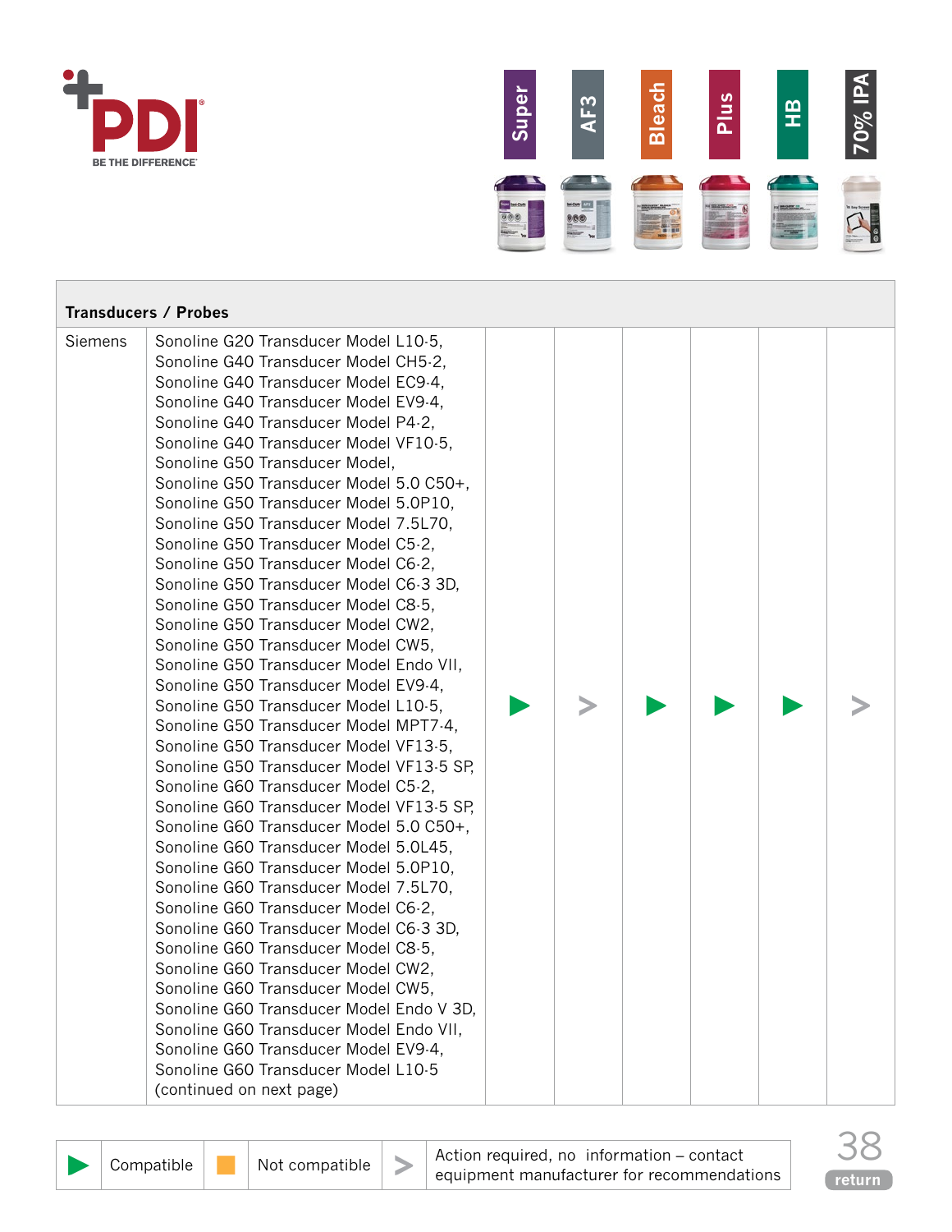| Transducers / Probes | | Super | AF3 | Bleach | Plus | HB | 70% IPA |
|---|---|---|---|---|---|---|---|
| Siemens | Sonoline G20 Transducer Model L10-5, Sonoline G40 Transducer Model CH5-2, Sonoline G40 Transducer Model EC9-4, Sonoline G40 Transducer Model EV9-4, Sonoline G40 Transducer Model P4-2, Sonoline G40 Transducer Model VF10-5, Sonoline G50 Transducer Model, Sonoline G50 Transducer Model 5.0 C50+, Sonoline G50 Transducer Model 5.0P10, Sonoline G50 Transducer Model 7.5L70, Sonoline G50 Transducer Model C5-2, Sonoline G50 Transducer Model C6-2, Sonoline G50 Transducer Model C6-3 3D, Sonoline G50 Transducer Model C8-5, Sonoline G50 Transducer Model CW2, Sonoline G50 Transducer Model CW5, Sonoline G50 Transducer Model Endo VII, Sonoline G50 Transducer Model EV9-4, Sonoline G50 Transducer Model L10-5, Sonoline G50 Transducer Model MPT7-4, Sonoline G50 Transducer Model VF13-5, Sonoline G50 Transducer Model VF13-5 SP, Sonoline G60 Transducer Model C5-2, Sonoline G60 Transducer Model VF13-5 SP, Sonoline G60 Transducer Model 5.0 C50+, Sonoline G60 Transducer Model 5.0L45, Sonoline G60 Transducer Model 5.0P10, Sonoline G60 Transducer Model 7.5L70, Sonoline G60 Transducer Model C6-2, Sonoline G60 Transducer Model C6-3 3D, Sonoline G60 Transducer Model C8-5, Sonoline G60 Transducer Model CW2, Sonoline G60 Transducer Model CW5, Sonoline G60 Transducer Model Endo V 3D, Sonoline G60 Transducer Model Endo VII, Sonoline G60 Transducer Model EV9-4, Sonoline G60 Transducer Model L10-5 (continued on next page) | ▶ | > | ▶ | ▶ | ▶ | > |

| ▶ | Compatible | ■ | Not compatible | > | Action required, no information – contact equipment manufacturer for recommendations |
|---|---|---|---|---|---|

return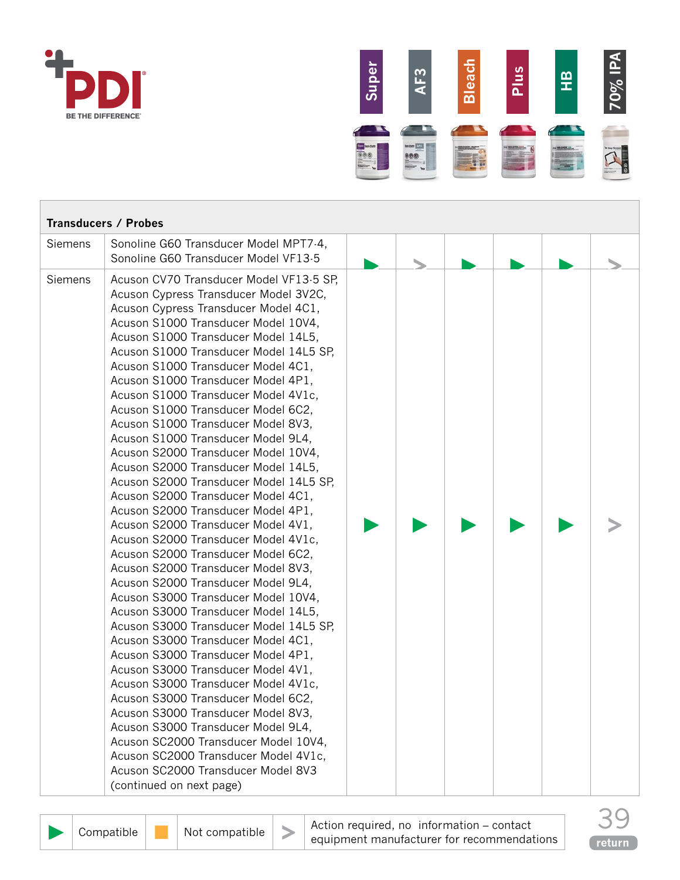| Transducers / Probes | | Super | AF3 | Bleach | Plus | HB | 70% IPA |
|---|---|---|---|---|---|---|---|
| Siemens | Sonoline G60 Transducer Model MPT7-4, Sonoline G60 Transducer Model VF13-5 | ▶ | > | ▶ | ▶ | ▶ | > |
| Siemens | Acuson CV70 Transducer Model VF13-5 SP, Acuson Cypress Transducer Model 3V2C, Acuson Cypress Transducer Model 4C1, Acuson S1000 Transducer Model 10V4, Acuson S1000 Transducer Model 14L5, Acuson S1000 Transducer Model 14L5 SP, Acuson S1000 Transducer Model 4C1, Acuson S1000 Transducer Model 4P1, Acuson S1000 Transducer Model 4V1c, Acuson S1000 Transducer Model 6C2, Acuson S1000 Transducer Model 8V3, Acuson S1000 Transducer Model 9L4, Acuson S2000 Transducer Model 10V4, Acuson S2000 Transducer Model 14L5, Acuson S2000 Transducer Model 14L5 SP, Acuson S2000 Transducer Model 4C1, Acuson S2000 Transducer Model 4P1, Acuson S2000 Transducer Model 4V1, Acuson S2000 Transducer Model 4V1c, Acuson S2000 Transducer Model 6C2, Acuson S2000 Transducer Model 8V3, Acuson S2000 Transducer Model 9L4, Acuson S3000 Transducer Model 10V4, Acuson S3000 Transducer Model 14L5, Acuson S3000 Transducer Model 14L5 SP, Acuson S3000 Transducer Model 4C1, Acuson S3000 Transducer Model 4P1, Acuson S3000 Transducer Model 4V1, Acuson S3000 Transducer Model 4V1c, Acuson S3000 Transducer Model 6C2, Acuson S3000 Transducer Model 8V3, Acuson S3000 Transducer Model 9L4, Acuson SC2000 Transducer Model 10V4, Acuson SC2000 Transducer Model 4V1c, Acuson SC2000 Transducer Model 8V3 (continued on next page) | ▶ | ▶ | ▶ | ▶ | ▶ | > |

| ▶ | Compatible | ■ | Not compatible | > | Action required, no information – contact equipment manufacturer for recommendations |
|---|---|---|---|---|---|

return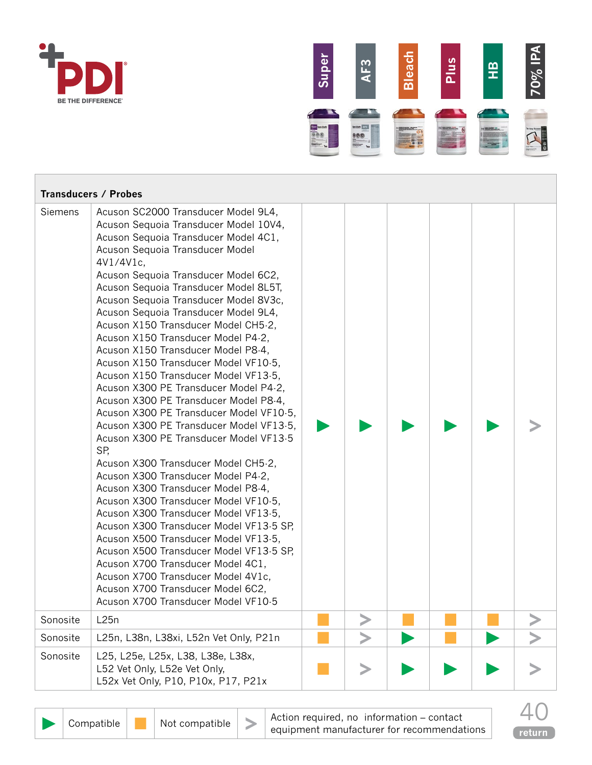**PDI** BE THE DIFFERENCE

| Transducers / Probes | | Super | AF3 | Bleach | Plus | HB | 70% IPA |
|---|---|---|---|---|---|---|---|
| Siemens | Acuson SC2000 Transducer Model 9L4, Acuson Sequoia Transducer Model 10V4, Acuson Sequoia Transducer Model 4C1, Acuson Sequoia Transducer Model 4V1/4V1c, Acuson Sequoia Transducer Model 6C2, Acuson Sequoia Transducer Model 8L5T, Acuson Sequoia Transducer Model 8V3c, Acuson Sequoia Transducer Model 9L4, Acuson X150 Transducer Model CH5-2, Acuson X150 Transducer Model P4-2, Acuson X150 Transducer Model P8-4, Acuson X150 Transducer Model VF10-5, Acuson X150 Transducer Model VF13-5, Acuson X300 PE Transducer Model P4-2, Acuson X300 PE Transducer Model P8-4, Acuson X300 PE Transducer Model VF10-5, Acuson X300 PE Transducer Model VF13-5, Acuson X300 PE Transducer Model VF13-5 SP, Acuson X300 Transducer Model CH5-2, Acuson X300 Transducer Model P4-2, Acuson X300 Transducer Model P8-4, Acuson X300 Transducer Model VF10-5, Acuson X300 Transducer Model VF13-5, Acuson X300 Transducer Model VF13-5 SP, Acuson X500 Transducer Model VF13-5, Acuson X500 Transducer Model VF13-5 SP, Acuson X700 Transducer Model 4C1, Acuson X700 Transducer Model 4V1c, Acuson X700 Transducer Model 6C2, Acuson X700 Transducer Model VF10-5 | Compatible | Compatible | Compatible | Compatible | Compatible | Action required |
| Sonosite | L25n | Not compatible | Action required | Not compatible | Not compatible | Not compatible | Action required |
| Sonosite | L25n, L38n, L38xi, L52n Vet Only, P21n | Not compatible | Action required | Compatible | Not compatible | Compatible | Action required |
| Sonosite | L25, L25e, L25x, L38, L38e, L38x, L52 Vet Only, L52e Vet Only, L52x Vet Only, P10, P10x, P17, P21x | Not compatible | Action required | Compatible | Compatible | Compatible | Action required |

| ▶ | Compatible | ■ | Not compatible | > | Action required, no information – contact equipment manufacturer for recommendations |
|---|---|---|---|---|---|

return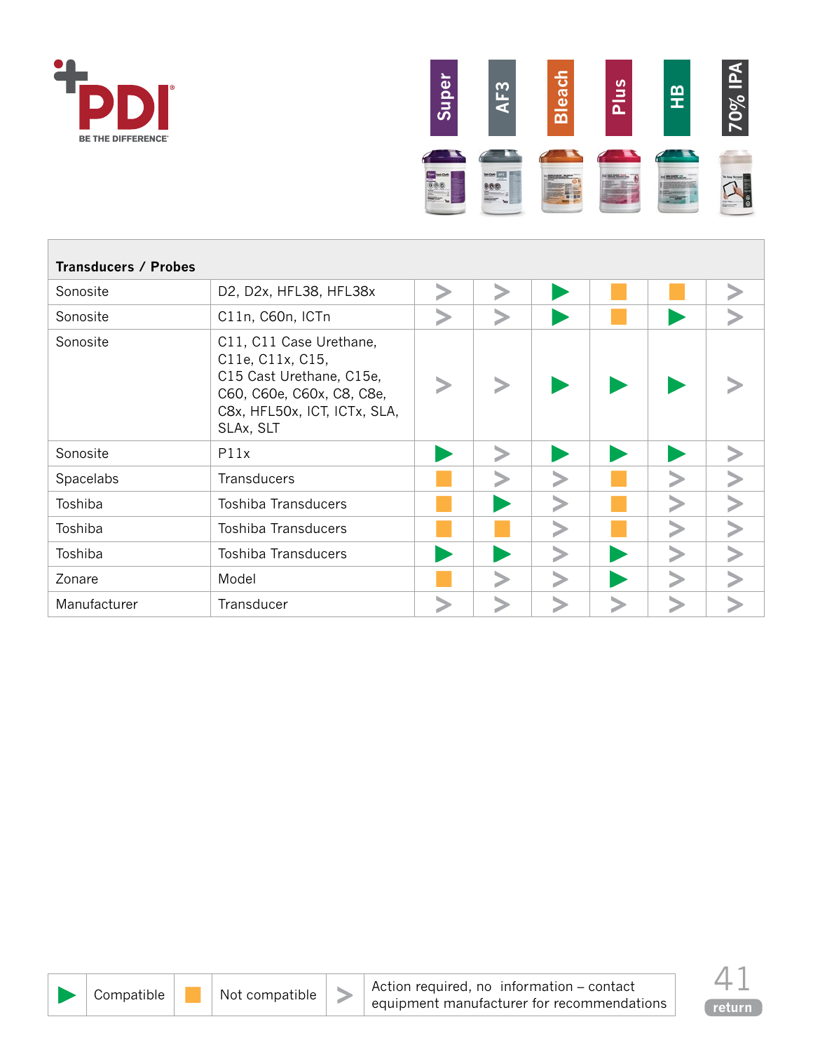| Transducers / Probes | | Super | AF3 | Bleach | Plus | HB | 70% IPA |
|---|---|---|---|---|---|---|---|
| Sonosite | D2, D2x, HFL38, HFL38x | > | > | ▶ | ■ | ■ | > |
| Sonosite | C11n, C60n, ICTn | > | > | ▶ | ■ | ▶ | > |
| Sonosite | C11, C11 Case Urethane, C11e, C11x, C15, C15 Cast Urethane, C15e, C60, C60e, C60x, C8, C8e, C8x, HFL50x, ICT, ICTx, SLA, SLAx, SLT | > | > | ▶ | ▶ | ▶ | > |
| Sonosite | P11x | ▶ | > | ▶ | ▶ | ▶ | > |
| Spacelabs | Transducers | ■ | > | > | ■ | > | > |
| Toshiba | Toshiba Transducers | ■ | ▶ | > | ■ | > | > |
| Toshiba | Toshiba Transducers | ■ | ■ | > | ■ | > | > |
| Toshiba | Toshiba Transducers | ▶ | ▶ | > | ▶ | > | > |
| Zonare | Model | ■ | > | > | ▶ | > | > |
| Manufacturer | Transducer | > | > | > | > | > | > |

| ▶ | Compatible | ■ | Not compatible | > | Action required, no information – contact equipment manufacturer for recommendations |
|---|---|---|---|---|---|

return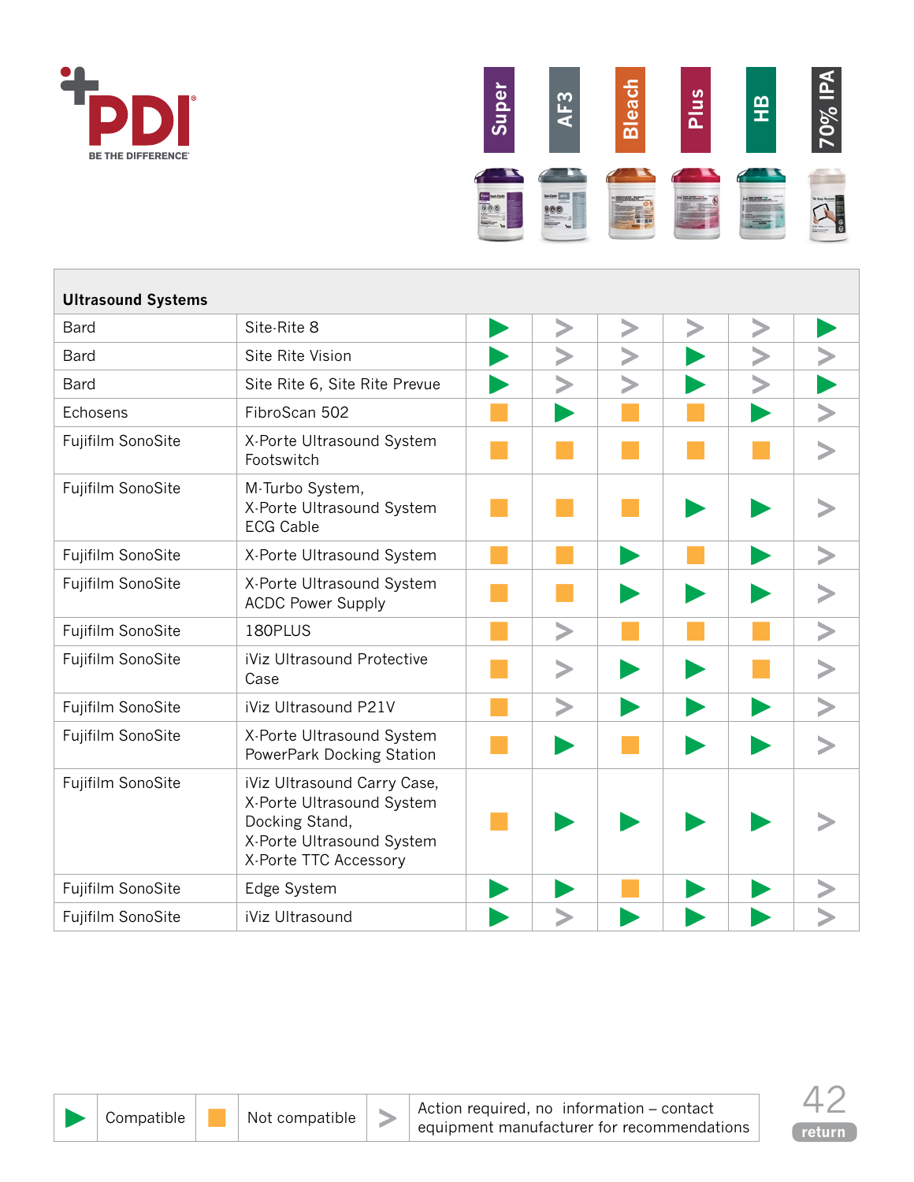PDI BE THE DIFFERENCE

| Ultrasound Systems | | Super | AF3 | Bleach | Plus | HB | 70% IPA |
|---|---|---|---|---|---|---|---|
| Bard | Site-Rite 8 | ▶ | > | > | > | > | ▶ |
| Bard | Site Rite Vision | ▶ | > | > | ▶ | > | > |
| Bard | Site Rite 6, Site Rite Prevue | ▶ | > | > | ▶ | > | ▶ |
| Echosens | FibroScan 502 | ■ | ▶ | ■ | ■ | ▶ | > |
| Fujifilm SonoSite | X-Porte Ultrasound System Footswitch | ■ | ■ | ■ | ■ | ■ | > |
| Fujifilm SonoSite | M-Turbo System, X-Porte Ultrasound System ECG Cable | ■ | ■ | ■ | ▶ | ▶ | > |
| Fujifilm SonoSite | X-Porte Ultrasound System | ■ | ■ | ▶ | ■ | ▶ | > |
| Fujifilm SonoSite | X-Porte Ultrasound System ACDC Power Supply | ■ | ■ | ▶ | ▶ | ▶ | > |
| Fujifilm SonoSite | 180PLUS | ■ | > | ■ | ■ | ■ | > |
| Fujifilm SonoSite | iViz Ultrasound Protective Case | ■ | > | ▶ | ▶ | ■ | > |
| Fujifilm SonoSite | iViz Ultrasound P21V | ■ | > | ▶ | ▶ | ▶ | > |
| Fujifilm SonoSite | X-Porte Ultrasound System PowerPark Docking Station | ■ | ▶ | ■ | ▶ | ▶ | > |
| Fujifilm SonoSite | iViz Ultrasound Carry Case, X-Porte Ultrasound System Docking Stand, X-Porte Ultrasound System X-Porte TTC Accessory | ■ | ▶ | ▶ | ▶ | ▶ | > |
| Fujifilm SonoSite | Edge System | ▶ | ▶ | ■ | ▶ | ▶ | > |
| Fujifilm SonoSite | iViz Ultrasound | ▶ | > | ▶ | ▶ | ▶ | > |

| ▶ | Compatible | ■ | Not compatible | > | Action required, no information – contact equipment manufacturer for recommendations |
|---|---|---|---|---|---|

return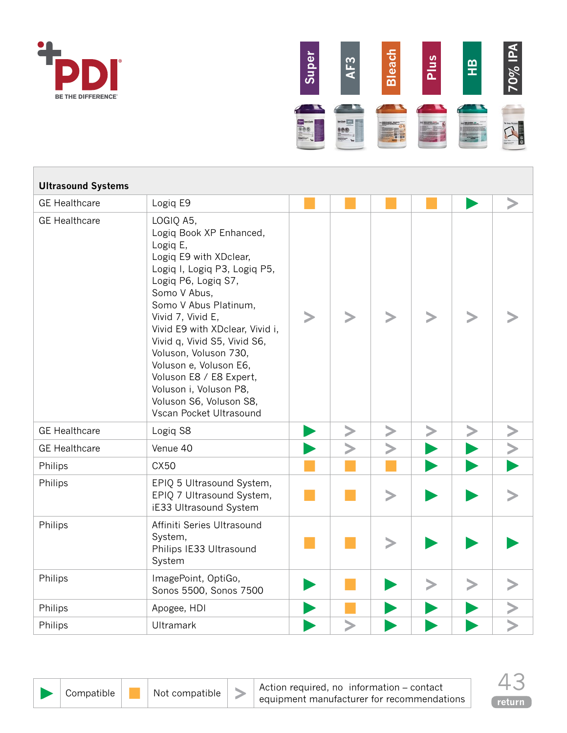| Ultrasound Systems | | Super | AF3 | Bleach | Plus | HB | 70% IPA |
|---|---|---|---|---|---|---|---|
| GE Healthcare | Logiq E9 | Not compatible | Not compatible | Not compatible | Not compatible | Compatible | Action required |
| GE Healthcare | LOGIQ A5, Logiq Book XP Enhanced, Logiq E, Logiq E9 with XDclear, Logiq I, Logiq P3, Logiq P5, Logiq P6, Logiq S7, Somo V Abus, Somo V Abus Platinum, Vivid 7, Vivid E, Vivid E9 with XDclear, Vivid i, Vivid q, Vivid S5, Vivid S6, Voluson, Voluson 730, Voluson e, Voluson E6, Voluson E8 / E8 Expert, Voluson i, Voluson P8, Voluson S6, Voluson S8, Vscan Pocket Ultrasound | Action required | Action required | Action required | Action required | Action required | Action required |
| GE Healthcare | Logiq S8 | Compatible | Action required | Action required | Action required | Action required | Action required |
| GE Healthcare | Venue 40 | Compatible | Action required | Action required | Compatible | Compatible | Action required |
| Philips | CX50 | Not compatible | Not compatible | Not compatible | Compatible | Compatible | Compatible |
| Philips | EPIQ 5 Ultrasound System, EPIQ 7 Ultrasound System, iE33 Ultrasound System | Not compatible | Not compatible | Action required | Compatible | Compatible | Action required |
| Philips | Affiniti Series Ultrasound System, Philips IE33 Ultrasound System | Not compatible | Not compatible | Action required | Compatible | Compatible | Compatible |
| Philips | ImagePoint, OptiGo, Sonos 5500, Sonos 7500 | Compatible | Not compatible | Compatible | Action required | Action required | Action required |
| Philips | Apogee, HDI | Compatible | Not compatible | Compatible | Compatible | Compatible | Action required |
| Philips | Ultramark | Compatible | Action required | Compatible | Compatible | Compatible | Action required |

Compatible | Not compatible | Action required, no information – contact equipment manufacturer for recommendations

return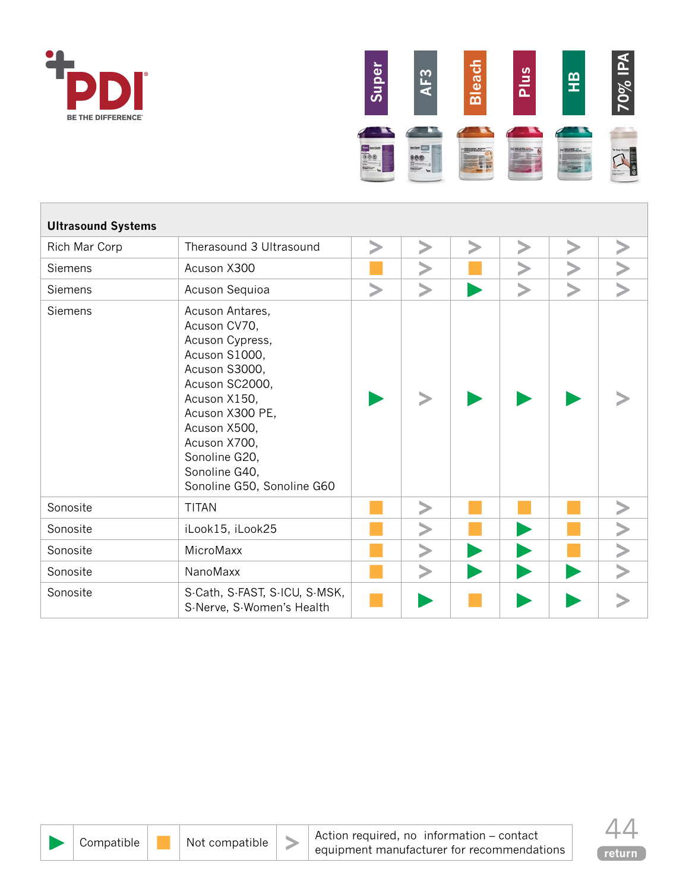| Ultrasound Systems | | Super | AF3 | Bleach | Plus | HB | 70% IPA |
|---|---|---|---|---|---|---|---|
| Rich Mar Corp | Therasound 3 Ultrasound | Action required | Action required | Action required | Action required | Action required | Action required |
| Siemens | Acuson X300 | Not compatible | Action required | Not compatible | Action required | Action required | Action required |
| Siemens | Acuson Sequioa | Action required | Action required | Compatible | Action required | Action required | Action required |
| Siemens | Acuson Antares, Acuson CV70, Acuson Cypress, Acuson S1000, Acuson S3000, Acuson SC2000, Acuson X150, Acuson X300 PE, Acuson X500, Acuson X700, Sonoline G20, Sonoline G40, Sonoline G50, Sonoline G60 | Compatible | Action required | Compatible | Compatible | Compatible | Action required |
| Sonosite | TITAN | Not compatible | Action required | Not compatible | Not compatible | Not compatible | Action required |
| Sonosite | iLook15, iLook25 | Not compatible | Action required | Not compatible | Compatible | Not compatible | Action required |
| Sonosite | MicroMaxx | Not compatible | Action required | Compatible | Compatible | Not compatible | Action required |
| Sonosite | NanoMaxx | Not compatible | Action required | Compatible | Compatible | Compatible | Action required |
| Sonosite | S-Cath, S-FAST, S-ICU, S-MSK, S-Nerve, S-Women's Health | Not compatible | Compatible | Not compatible | Compatible | Compatible | Action required |

Compatible | Not compatible | Action required, no information – contact equipment manufacturer for recommendations

return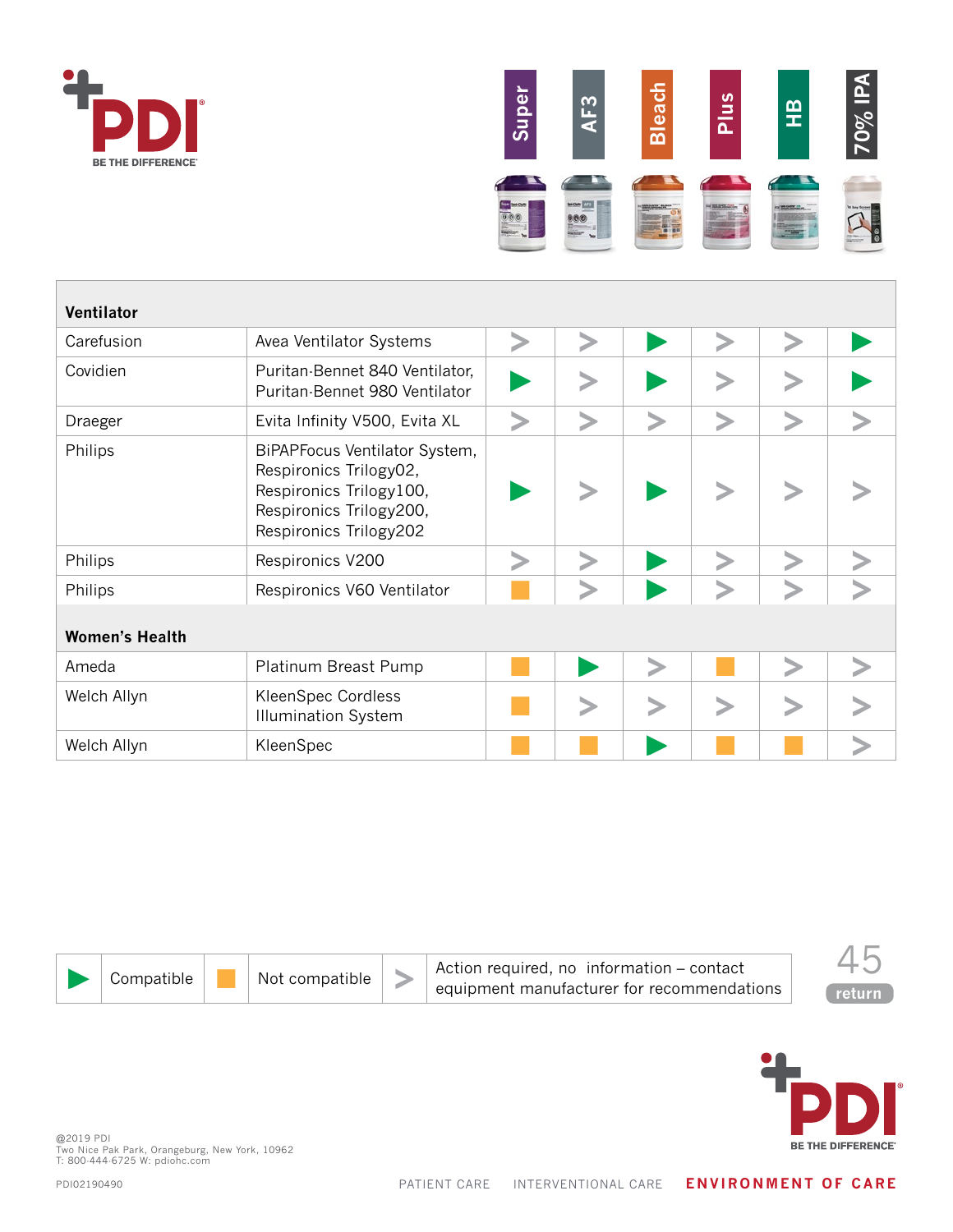| | | Super | AF3 | Bleach | Plus | HB | 70% IPA |
|---|---|---|---|---|---|---|---|
| **Ventilator** | | | | | | | |
| Carefusion | Avea Ventilator Systems | Action required | Action required | Compatible | Action required | Action required | Compatible |
| Covidien | Puritan-Bennet 840 Ventilator, Puritan-Bennet 980 Ventilator | Compatible | Action required | Compatible | Action required | Action required | Compatible |
| Draeger | Evita Infinity V500, Evita XL | Action required | Action required | Action required | Action required | Action required | Action required |
| Philips | BiPAPFocus Ventilator System, Respironics Trilogy02, Respironics Trilogy100, Respironics Trilogy200, Respironics Trilogy202 | Compatible | Action required | Compatible | Action required | Action required | Action required |
| Philips | Respironics V200 | Action required | Action required | Compatible | Action required | Action required | Action required |
| Philips | Respironics V60 Ventilator | Not compatible | Action required | Compatible | Action required | Action required | Action required |
| **Women's Health** | | | | | | | |
| Ameda | Platinum Breast Pump | Not compatible | Compatible | Action required | Not compatible | Action required | Action required |
| Welch Allyn | KleenSpec Cordless Illumination System | Not compatible | Action required | Action required | Action required | Action required | Action required |
| Welch Allyn | KleenSpec | Not compatible | Not compatible | Compatible | Not compatible | Not compatible | Action required |

Compatible | Not compatible | Action required, no information – contact equipment manufacturer for recommendations

return

@2019 PDI
Two Nice Pak Park, Orangeburg, New York, 10962
T: 800-444-6725 W: pdiohc.com

PDI02190490

PATIENT CARE INTERVENTIONAL CARE **ENVIRONMENT OF CARE**